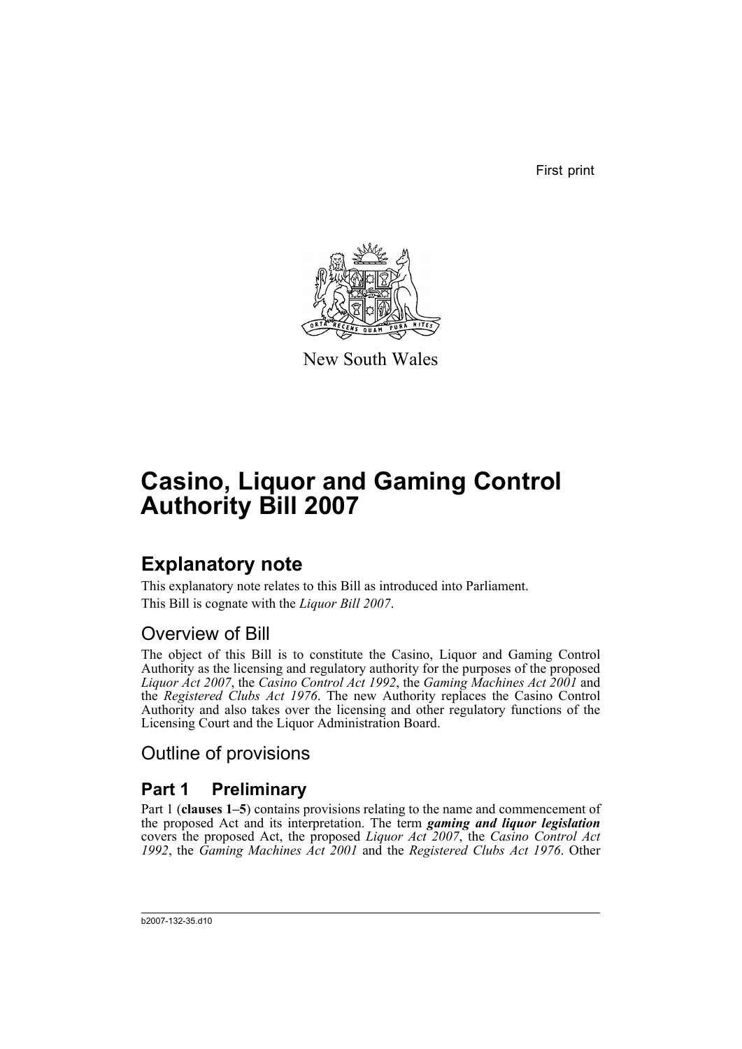First print

New South Wales

# Casino, Liquor and Gaming Control Authority Bill 2007

## Explanatory note

This explanatory note relates to this Bill as introduced into Parliament.

This Bill is cognate with the *Liquor Bill 2007*.

### Overview of Bill

The object of this Bill is to constitute the Casino, Liquor and Gaming Control Authority as the licensing and regulatory authority for the purposes of the proposed *Liquor Act 2007*, the *Casino Control Act 1992*, the *Gaming Machines Act 2001* and the *Registered Clubs Act 1976*. The new Authority replaces the Casino Control Authority and also takes over the licensing and other regulatory functions of the Licensing Court and the Liquor Administration Board.

### Outline of provisions

## Part 1 Preliminary

Part 1 (**clauses 1–5**) contains provisions relating to the name and commencement of the proposed Act and its interpretation. The term ***gaming and liquor legislation*** covers the proposed Act, the proposed *Liquor Act 2007*, the *Casino Control Act 1992*, the *Gaming Machines Act 2001* and the *Registered Clubs Act 1976*. Other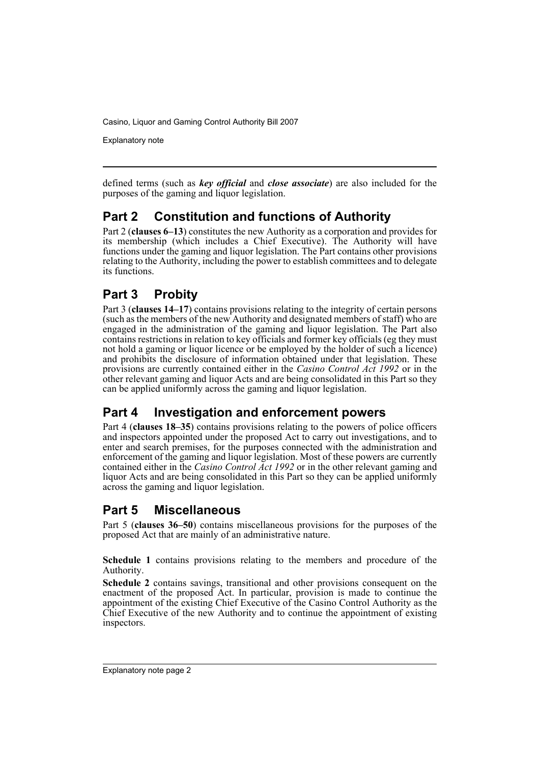defined terms (such as ***key official*** and ***close associate***) are also included for the purposes of the gaming and liquor legislation.

## Part 2 Constitution and functions of Authority

Part 2 (**clauses 6–13**) constitutes the new Authority as a corporation and provides for its membership (which includes a Chief Executive). The Authority will have functions under the gaming and liquor legislation. The Part contains other provisions relating to the Authority, including the power to establish committees and to delegate its functions.

## Part 3 Probity

Part 3 (**clauses 14–17**) contains provisions relating to the integrity of certain persons (such as the members of the new Authority and designated members of staff) who are engaged in the administration of the gaming and liquor legislation. The Part also contains restrictions in relation to key officials and former key officials (eg they must not hold a gaming or liquor licence or be employed by the holder of such a licence) and prohibits the disclosure of information obtained under that legislation. These provisions are currently contained either in the *Casino Control Act 1992* or in the other relevant gaming and liquor Acts and are being consolidated in this Part so they can be applied uniformly across the gaming and liquor legislation.

## Part 4 Investigation and enforcement powers

Part 4 (**clauses 18–35**) contains provisions relating to the powers of police officers and inspectors appointed under the proposed Act to carry out investigations, and to enter and search premises, for the purposes connected with the administration and enforcement of the gaming and liquor legislation. Most of these powers are currently contained either in the *Casino Control Act 1992* or in the other relevant gaming and liquor Acts and are being consolidated in this Part so they can be applied uniformly across the gaming and liquor legislation.

## Part 5 Miscellaneous

Part 5 (**clauses 36–50**) contains miscellaneous provisions for the purposes of the proposed Act that are mainly of an administrative nature.

**Schedule 1** contains provisions relating to the members and procedure of the Authority.

**Schedule 2** contains savings, transitional and other provisions consequent on the enactment of the proposed Act. In particular, provision is made to continue the appointment of the existing Chief Executive of the Casino Control Authority as the Chief Executive of the new Authority and to continue the appointment of existing inspectors.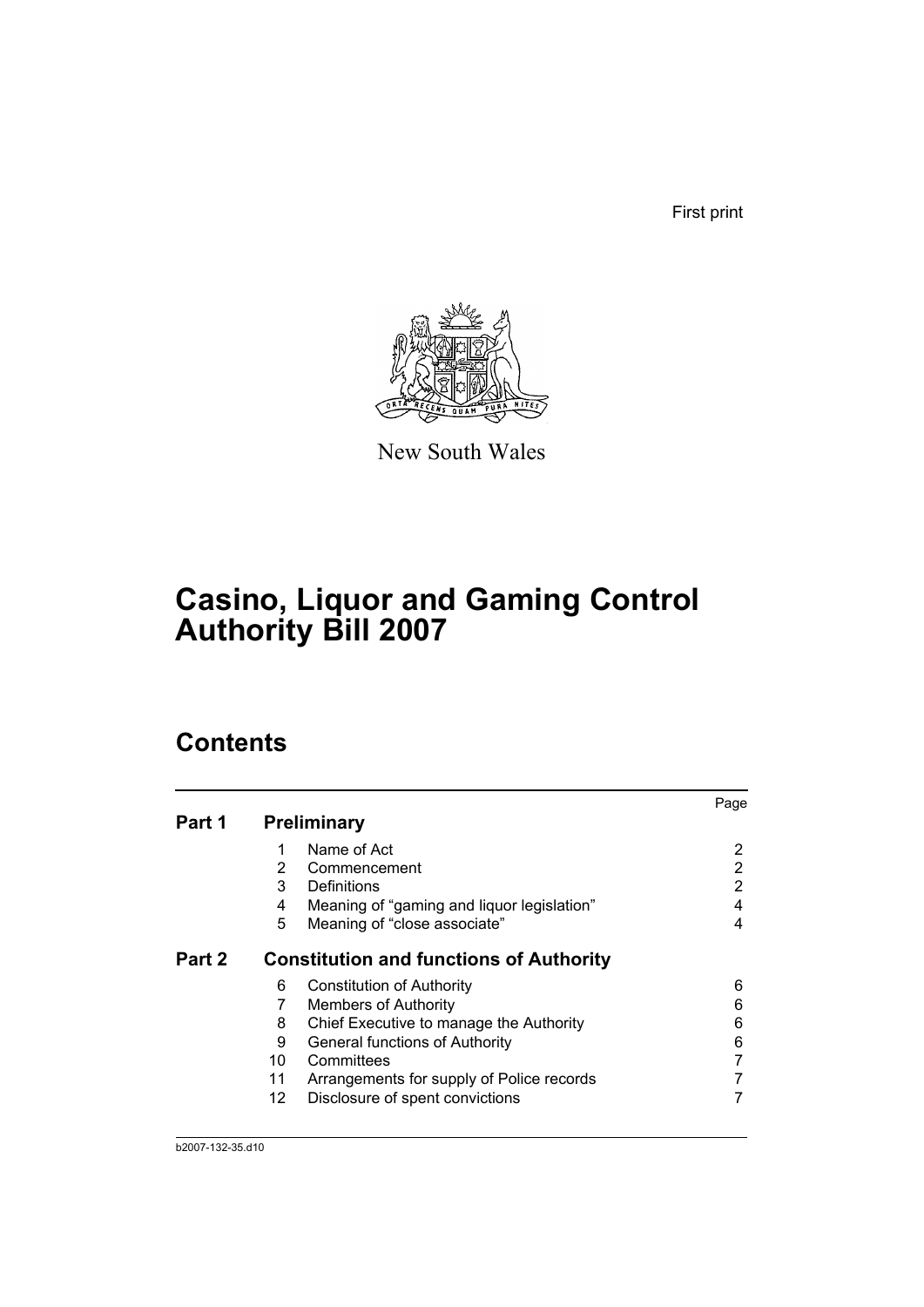First print

New South Wales

# Casino, Liquor and Gaming Control Authority Bill 2007

## Contents

| | | | Page |
|---|---|---|---|
| **Part 1** | **Preliminary** | | |
| | 1 | Name of Act | 2 |
| | 2 | Commencement | 2 |
| | 3 | Definitions | 2 |
| | 4 | Meaning of "gaming and liquor legislation" | 4 |
| | 5 | Meaning of "close associate" | 4 |
| **Part 2** | **Constitution and functions of Authority** | | |
| | 6 | Constitution of Authority | 6 |
| | 7 | Members of Authority | 6 |
| | 8 | Chief Executive to manage the Authority | 6 |
| | 9 | General functions of Authority | 6 |
| | 10 | Committees | 7 |
| | 11 | Arrangements for supply of Police records | 7 |
| | 12 | Disclosure of spent convictions | 7 |

b2007-132-35.d10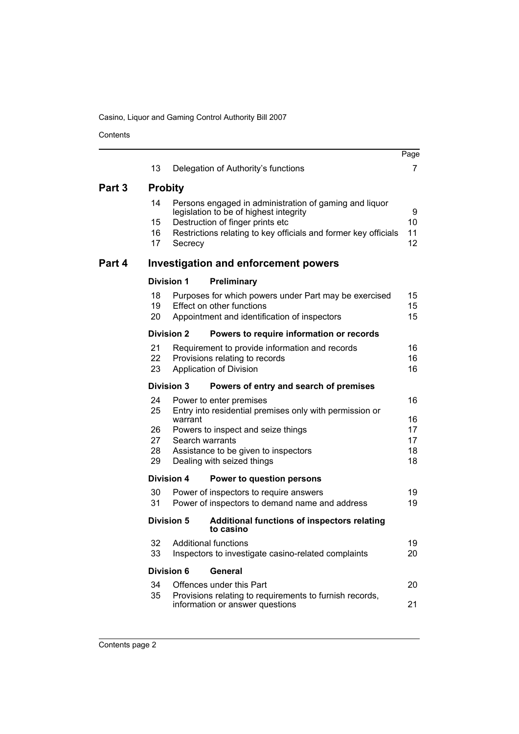| | | | Page |
|---|---|---|---|
| | 13 | Delegation of Authority's functions | 7 |
| **Part 3** | **Probity** | | |
| | 14 | Persons engaged in administration of gaming and liquor legislation to be of highest integrity | 9 |
| | 15 | Destruction of finger prints etc | 10 |
| | 16 | Restrictions relating to key officials and former key officials | 11 |
| | 17 | Secrecy | 12 |
| **Part 4** | **Investigation and enforcement powers** | | |
| | **Division 1** | **Preliminary** | |
| | 18 | Purposes for which powers under Part may be exercised | 15 |
| | 19 | Effect on other functions | 15 |
| | 20 | Appointment and identification of inspectors | 15 |
| | **Division 2** | **Powers to require information or records** | |
| | 21 | Requirement to provide information and records | 16 |
| | 22 | Provisions relating to records | 16 |
| | 23 | Application of Division | 16 |
| | **Division 3** | **Powers of entry and search of premises** | |
| | 24 | Power to enter premises | 16 |
| | 25 | Entry into residential premises only with permission or warrant | 16 |
| | 26 | Powers to inspect and seize things | 17 |
| | 27 | Search warrants | 17 |
| | 28 | Assistance to be given to inspectors | 18 |
| | 29 | Dealing with seized things | 18 |
| | **Division 4** | **Power to question persons** | |
| | 30 | Power of inspectors to require answers | 19 |
| | 31 | Power of inspectors to demand name and address | 19 |
| | **Division 5** | **Additional functions of inspectors relating to casino** | |
| | 32 | Additional functions | 19 |
| | 33 | Inspectors to investigate casino-related complaints | 20 |
| | **Division 6** | **General** | |
| | 34 | Offences under this Part | 20 |
| | 35 | Provisions relating to requirements to furnish records, information or answer questions | 21 |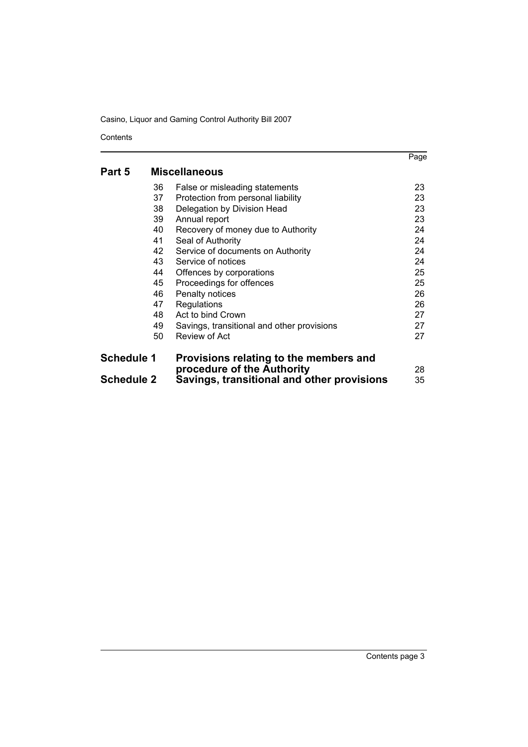| | | | Page |
|---|---|---|---|
| **Part 5** | **Miscellaneous** | | |
| | 36 | False or misleading statements | 23 |
| | 37 | Protection from personal liability | 23 |
| | 38 | Delegation by Division Head | 23 |
| | 39 | Annual report | 23 |
| | 40 | Recovery of money due to Authority | 24 |
| | 41 | Seal of Authority | 24 |
| | 42 | Service of documents on Authority | 24 |
| | 43 | Service of notices | 24 |
| | 44 | Offences by corporations | 25 |
| | 45 | Proceedings for offences | 25 |
| | 46 | Penalty notices | 26 |
| | 47 | Regulations | 26 |
| | 48 | Act to bind Crown | 27 |
| | 49 | Savings, transitional and other provisions | 27 |
| | 50 | Review of Act | 27 |
| **Schedule 1** | **Provisions relating to the members and procedure of the Authority** | | 28 |
| **Schedule 2** | **Savings, transitional and other provisions** | | 35 |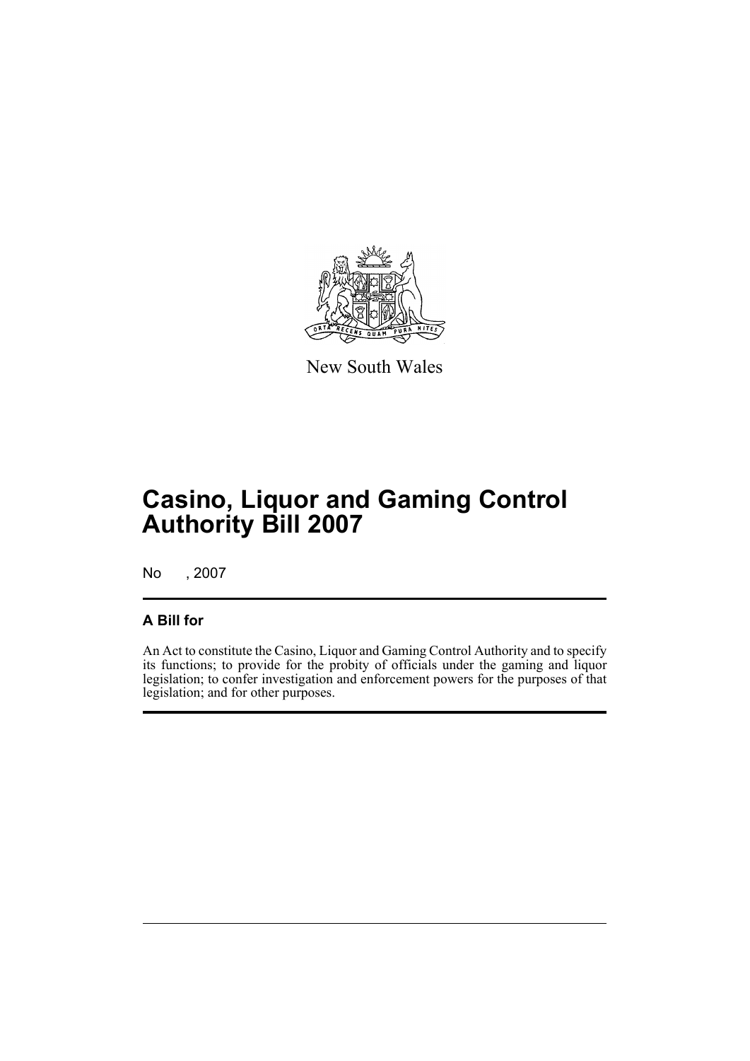New South Wales

# Casino, Liquor and Gaming Control Authority Bill 2007

No , 2007

## A Bill for

An Act to constitute the Casino, Liquor and Gaming Control Authority and to specify its functions; to provide for the probity of officials under the gaming and liquor legislation; to confer investigation and enforcement powers for the purposes of that legislation; and for other purposes.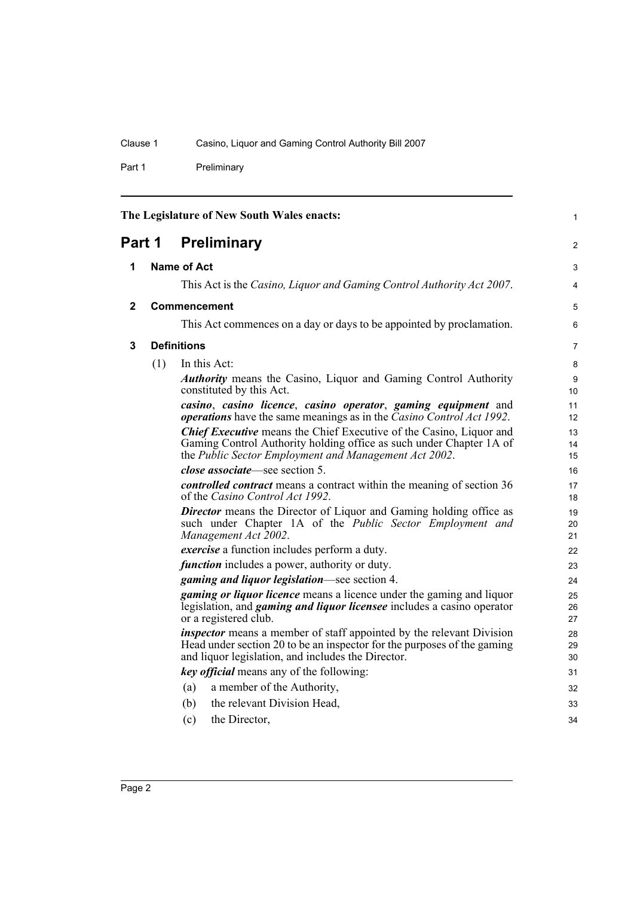The Legislature of New South Wales enacts:

# Part 1 Preliminary

## 1 Name of Act

This Act is the *Casino, Liquor and Gaming Control Authority Act 2007*.

## 2 Commencement

This Act commences on a day or days to be appointed by proclamation.

## 3 Definitions

(1) In this Act:

***Authority*** means the Casino, Liquor and Gaming Control Authority constituted by this Act.

***casino***, ***casino licence***, ***casino operator***, ***gaming equipment*** and ***operations*** have the same meanings as in the *Casino Control Act 1992*.

***Chief Executive*** means the Chief Executive of the Casino, Liquor and Gaming Control Authority holding office as such under Chapter 1A of the *Public Sector Employment and Management Act 2002*.

***close associate***—see section 5.

***controlled contract*** means a contract within the meaning of section 36 of the *Casino Control Act 1992*.

***Director*** means the Director of Liquor and Gaming holding office as such under Chapter 1A of the *Public Sector Employment and Management Act 2002*.

***exercise*** a function includes perform a duty.

***function*** includes a power, authority or duty.

***gaming and liquor legislation***—see section 4.

***gaming or liquor licence*** means a licence under the gaming and liquor legislation, and ***gaming and liquor licensee*** includes a casino operator or a registered club.

***inspector*** means a member of staff appointed by the relevant Division Head under section 20 to be an inspector for the purposes of the gaming and liquor legislation, and includes the Director.

***key official*** means any of the following:

(a) a member of the Authority,

(b) the relevant Division Head,

(c) the Director,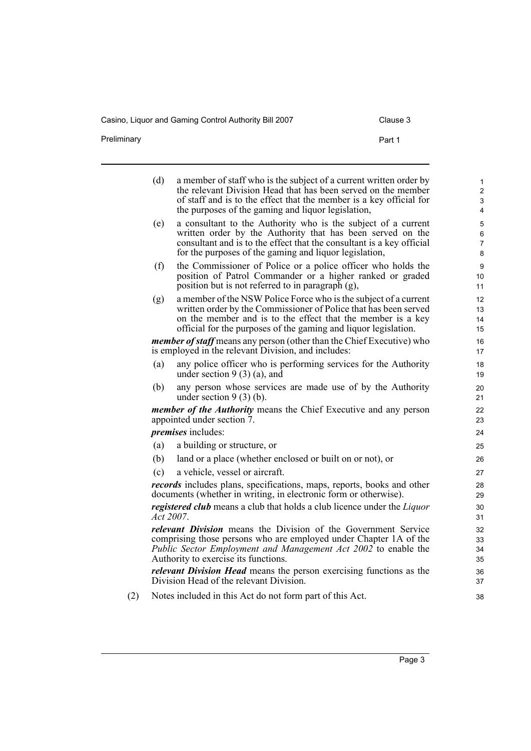(d) a member of staff who is the subject of a current written order by the relevant Division Head that has been served on the member of staff and is to the effect that the member is a key official for the purposes of the gaming and liquor legislation,

(e) a consultant to the Authority who is the subject of a current written order by the Authority that has been served on the consultant and is to the effect that the consultant is a key official for the purposes of the gaming and liquor legislation,

(f) the Commissioner of Police or a police officer who holds the position of Patrol Commander or a higher ranked or graded position but is not referred to in paragraph (g),

(g) a member of the NSW Police Force who is the subject of a current written order by the Commissioner of Police that has been served on the member and is to the effect that the member is a key official for the purposes of the gaming and liquor legislation.

***member of staff*** means any person (other than the Chief Executive) who is employed in the relevant Division, and includes:

(a) any police officer who is performing services for the Authority under section 9 (3) (a), and

(b) any person whose services are made use of by the Authority under section 9 (3) (b).

***member of the Authority*** means the Chief Executive and any person appointed under section 7.

***premises*** includes:

(a) a building or structure, or

(b) land or a place (whether enclosed or built on or not), or

(c) a vehicle, vessel or aircraft.

***records*** includes plans, specifications, maps, reports, books and other documents (whether in writing, in electronic form or otherwise).

***registered club*** means a club that holds a club licence under the *Liquor Act 2007*.

***relevant Division*** means the Division of the Government Service comprising those persons who are employed under Chapter 1A of the *Public Sector Employment and Management Act 2002* to enable the Authority to exercise its functions.

***relevant Division Head*** means the person exercising functions as the Division Head of the relevant Division.

(2) Notes included in this Act do not form part of this Act.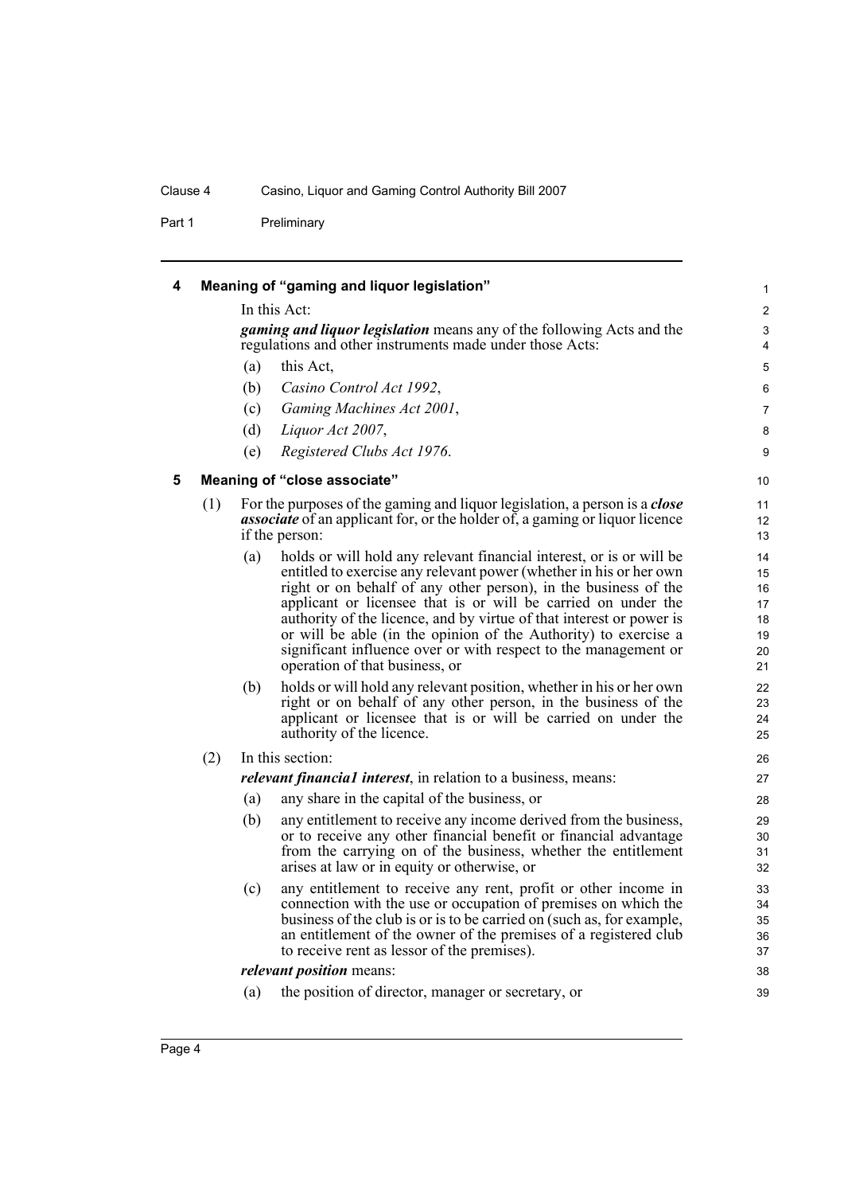## 4 Meaning of "gaming and liquor legislation"

In this Act:

***gaming and liquor legislation*** means any of the following Acts and the regulations and other instruments made under those Acts:

(a) this Act,

(b) *Casino Control Act 1992*,

(c) *Gaming Machines Act 2001*,

(d) *Liquor Act 2007*,

(e) *Registered Clubs Act 1976*.

## 5 Meaning of "close associate"

(1) For the purposes of the gaming and liquor legislation, a person is a ***close associate*** of an applicant for, or the holder of, a gaming or liquor licence if the person:

(a) holds or will hold any relevant financial interest, or is or will be entitled to exercise any relevant power (whether in his or her own right or on behalf of any other person), in the business of the applicant or licensee that is or will be carried on under the authority of the licence, and by virtue of that interest or power is or will be able (in the opinion of the Authority) to exercise a significant influence over or with respect to the management or operation of that business, or

(b) holds or will hold any relevant position, whether in his or her own right or on behalf of any other person, in the business of the applicant or licensee that is or will be carried on under the authority of the licence.

(2) In this section:

***relevant financia1 interest***, in relation to a business, means:

(a) any share in the capital of the business, or

(b) any entitlement to receive any income derived from the business, or to receive any other financial benefit or financial advantage from the carrying on of the business, whether the entitlement arises at law or in equity or otherwise, or

(c) any entitlement to receive any rent, profit or other income in connection with the use or occupation of premises on which the business of the club is or is to be carried on (such as, for example, an entitlement of the owner of the premises of a registered club to receive rent as lessor of the premises).

***relevant position*** means:

(a) the position of director, manager or secretary, or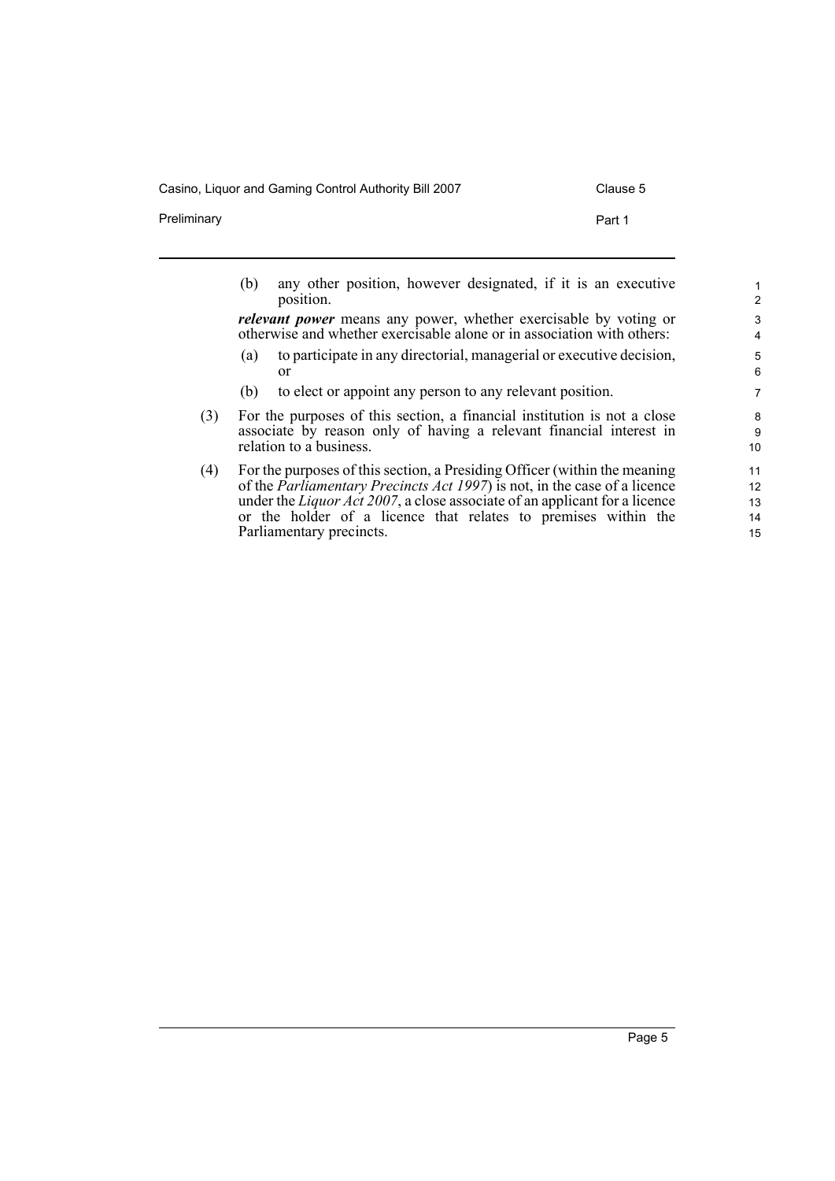(b) any other position, however designated, if it is an executive position.

***relevant power*** means any power, whether exercisable by voting or otherwise and whether exercisable alone or in association with others:

(a) to participate in any directorial, managerial or executive decision, or

(b) to elect or appoint any person to any relevant position.

(3) For the purposes of this section, a financial institution is not a close associate by reason only of having a relevant financial interest in relation to a business.

(4) For the purposes of this section, a Presiding Officer (within the meaning of the *Parliamentary Precincts Act 1997*) is not, in the case of a licence under the *Liquor Act 2007*, a close associate of an applicant for a licence or the holder of a licence that relates to premises within the Parliamentary precincts.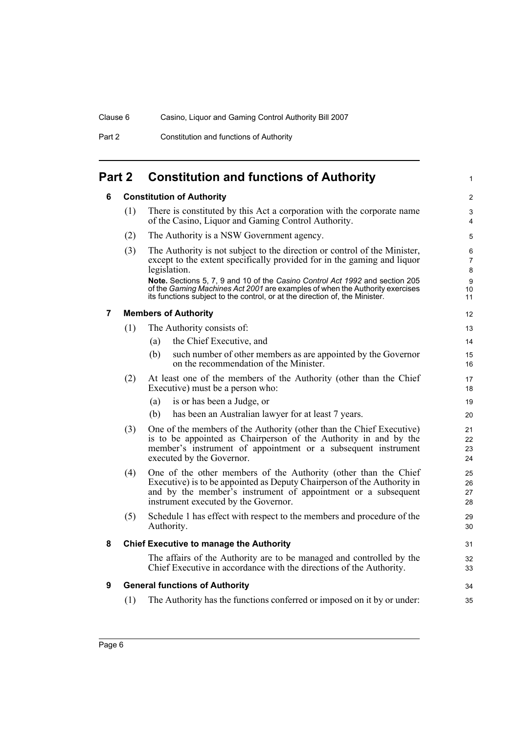# Part 2 Constitution and functions of Authority

## 6 Constitution of Authority

(1) There is constituted by this Act a corporation with the corporate name of the Casino, Liquor and Gaming Control Authority.

(2) The Authority is a NSW Government agency.

(3) The Authority is not subject to the direction or control of the Minister, except to the extent specifically provided for in the gaming and liquor legislation.

**Note.** Sections 5, 7, 9 and 10 of the *Casino Control Act 1992* and section 205 of the *Gaming Machines Act 2001* are examples of when the Authority exercises its functions subject to the control, or at the direction of, the Minister.

## 7 Members of Authority

(1) The Authority consists of:

- (a) the Chief Executive, and
- (b) such number of other members as are appointed by the Governor on the recommendation of the Minister.

(2) At least one of the members of the Authority (other than the Chief Executive) must be a person who:

- (a) is or has been a Judge, or
- (b) has been an Australian lawyer for at least 7 years.

(3) One of the members of the Authority (other than the Chief Executive) is to be appointed as Chairperson of the Authority in and by the member's instrument of appointment or a subsequent instrument executed by the Governor.

(4) One of the other members of the Authority (other than the Chief Executive) is to be appointed as Deputy Chairperson of the Authority in and by the member's instrument of appointment or a subsequent instrument executed by the Governor.

(5) Schedule 1 has effect with respect to the members and procedure of the Authority.

## 8 Chief Executive to manage the Authority

The affairs of the Authority are to be managed and controlled by the Chief Executive in accordance with the directions of the Authority.

## 9 General functions of Authority

(1) The Authority has the functions conferred or imposed on it by or under: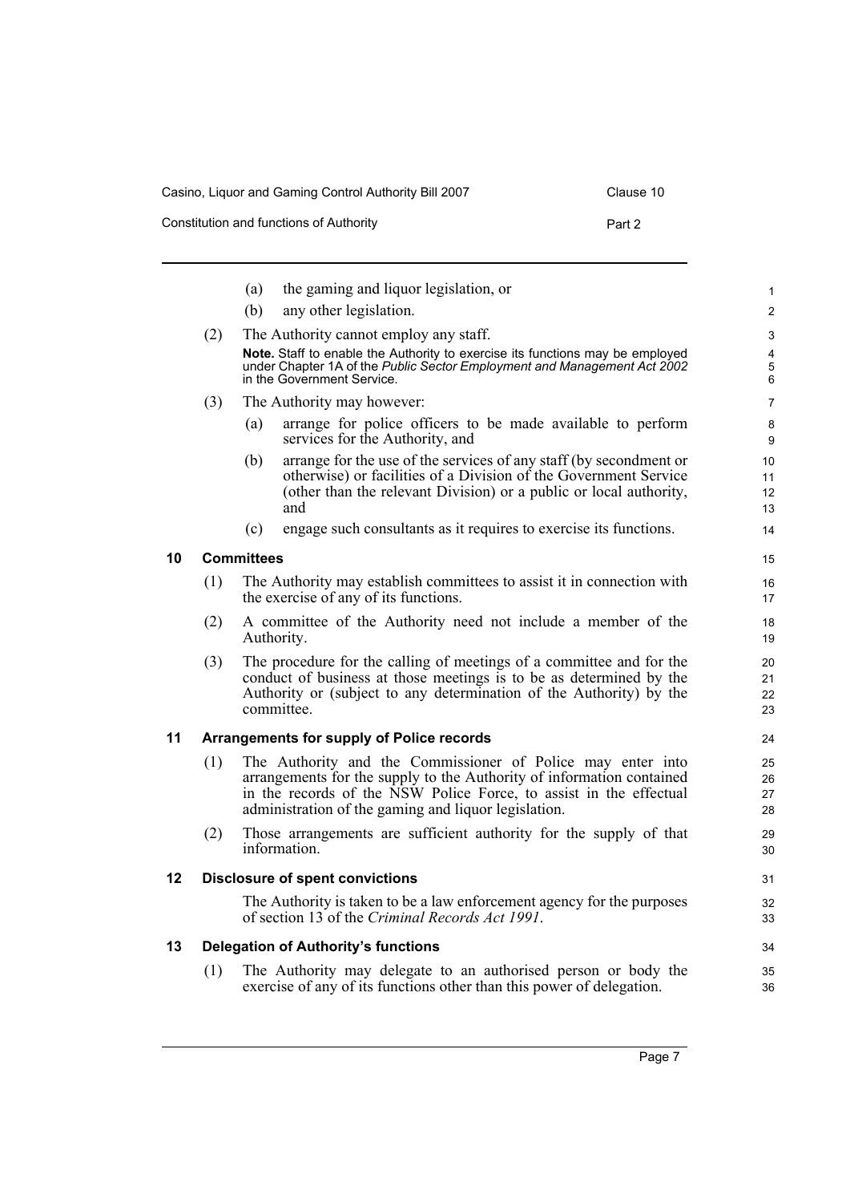(a) the gaming and liquor legislation, or

(b) any other legislation.

(2) The Authority cannot employ any staff.

**Note.** Staff to enable the Authority to exercise its functions may be employed under Chapter 1A of the *Public Sector Employment and Management Act 2002* in the Government Service.

(3) The Authority may however:

(a) arrange for police officers to be made available to perform services for the Authority, and

(b) arrange for the use of the services of any staff (by secondment or otherwise) or facilities of a Division of the Government Service (other than the relevant Division) or a public or local authority, and

(c) engage such consultants as it requires to exercise its functions.

## 10 Committees

(1) The Authority may establish committees to assist it in connection with the exercise of any of its functions.

(2) A committee of the Authority need not include a member of the Authority.

(3) The procedure for the calling of meetings of a committee and for the conduct of business at those meetings is to be as determined by the Authority or (subject to any determination of the Authority) by the committee.

## 11 Arrangements for supply of Police records

(1) The Authority and the Commissioner of Police may enter into arrangements for the supply to the Authority of information contained in the records of the NSW Police Force, to assist in the effectual administration of the gaming and liquor legislation.

(2) Those arrangements are sufficient authority for the supply of that information.

## 12 Disclosure of spent convictions

The Authority is taken to be a law enforcement agency for the purposes of section 13 of the *Criminal Records Act 1991*.

## 13 Delegation of Authority's functions

(1) The Authority may delegate to an authorised person or body the exercise of any of its functions other than this power of delegation.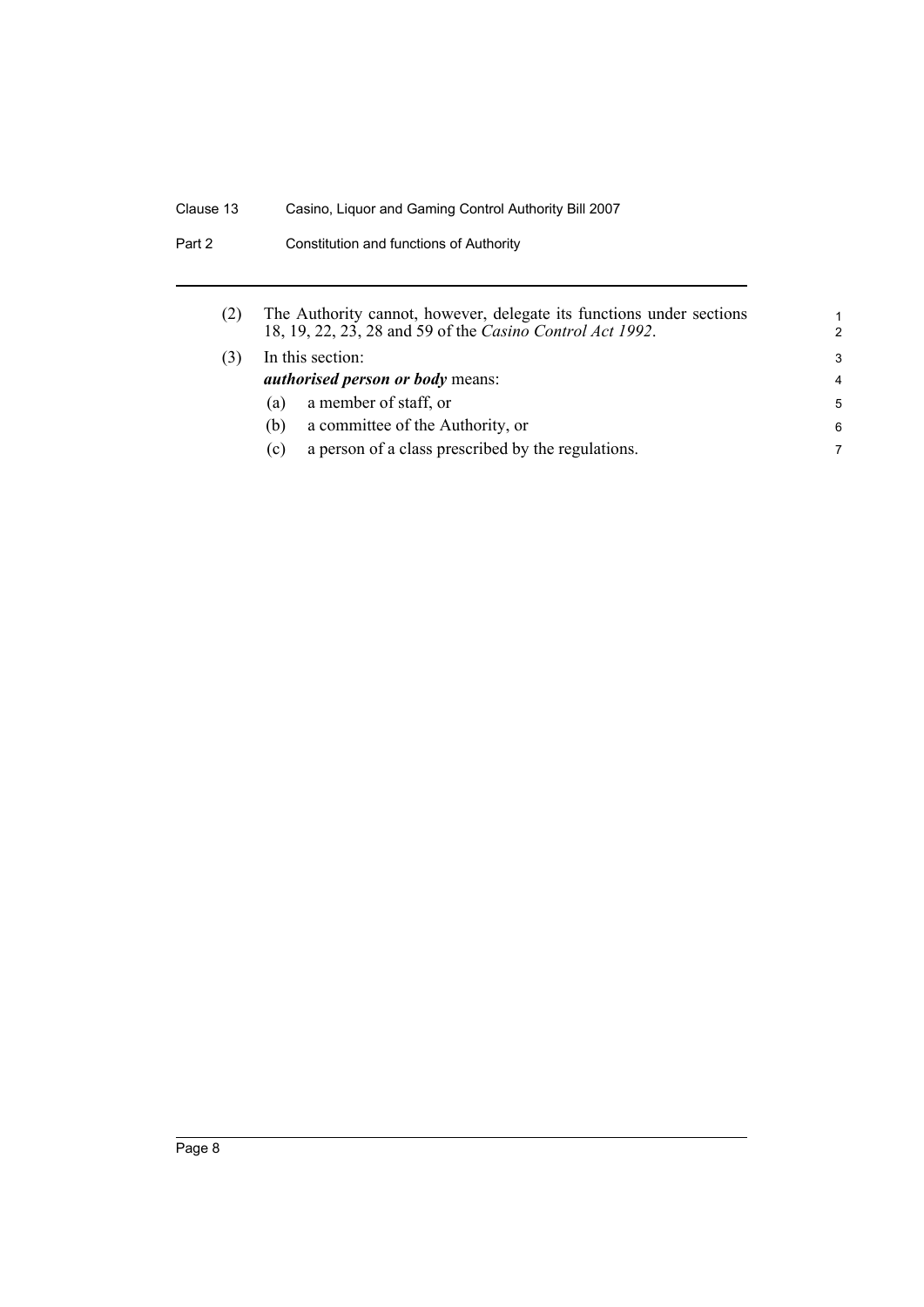(2) The Authority cannot, however, delegate its functions under sections 18, 19, 22, 23, 28 and 59 of the *Casino Control Act 1992*.

(3) In this section:

***authorised person or body*** means:

- (a) a member of staff, or
- (b) a committee of the Authority, or
- (c) a person of a class prescribed by the regulations.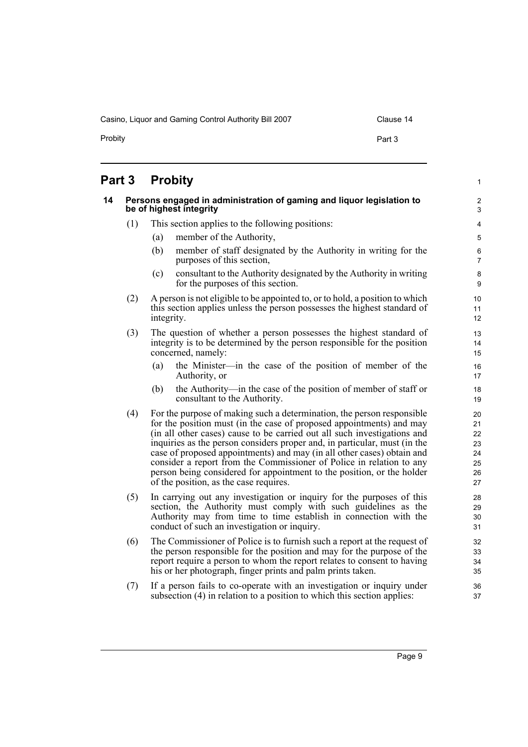# Part 3 Probity

## 14 Persons engaged in administration of gaming and liquor legislation to be of highest integrity

(1) This section applies to the following positions:

- (a) member of the Authority,
- (b) member of staff designated by the Authority in writing for the purposes of this section,
- (c) consultant to the Authority designated by the Authority in writing for the purposes of this section.

(2) A person is not eligible to be appointed to, or to hold, a position to which this section applies unless the person possesses the highest standard of integrity.

(3) The question of whether a person possesses the highest standard of integrity is to be determined by the person responsible for the position concerned, namely:

- (a) the Minister—in the case of the position of member of the Authority, or
- (b) the Authority—in the case of the position of member of staff or consultant to the Authority.

(4) For the purpose of making such a determination, the person responsible for the position must (in the case of proposed appointments) and may (in all other cases) cause to be carried out all such investigations and inquiries as the person considers proper and, in particular, must (in the case of proposed appointments) and may (in all other cases) obtain and consider a report from the Commissioner of Police in relation to any person being considered for appointment to the position, or the holder of the position, as the case requires.

(5) In carrying out any investigation or inquiry for the purposes of this section, the Authority must comply with such guidelines as the Authority may from time to time establish in connection with the conduct of such an investigation or inquiry.

(6) The Commissioner of Police is to furnish such a report at the request of the person responsible for the position and may for the purpose of the report require a person to whom the report relates to consent to having his or her photograph, finger prints and palm prints taken.

(7) If a person fails to co-operate with an investigation or inquiry under subsection (4) in relation to a position to which this section applies: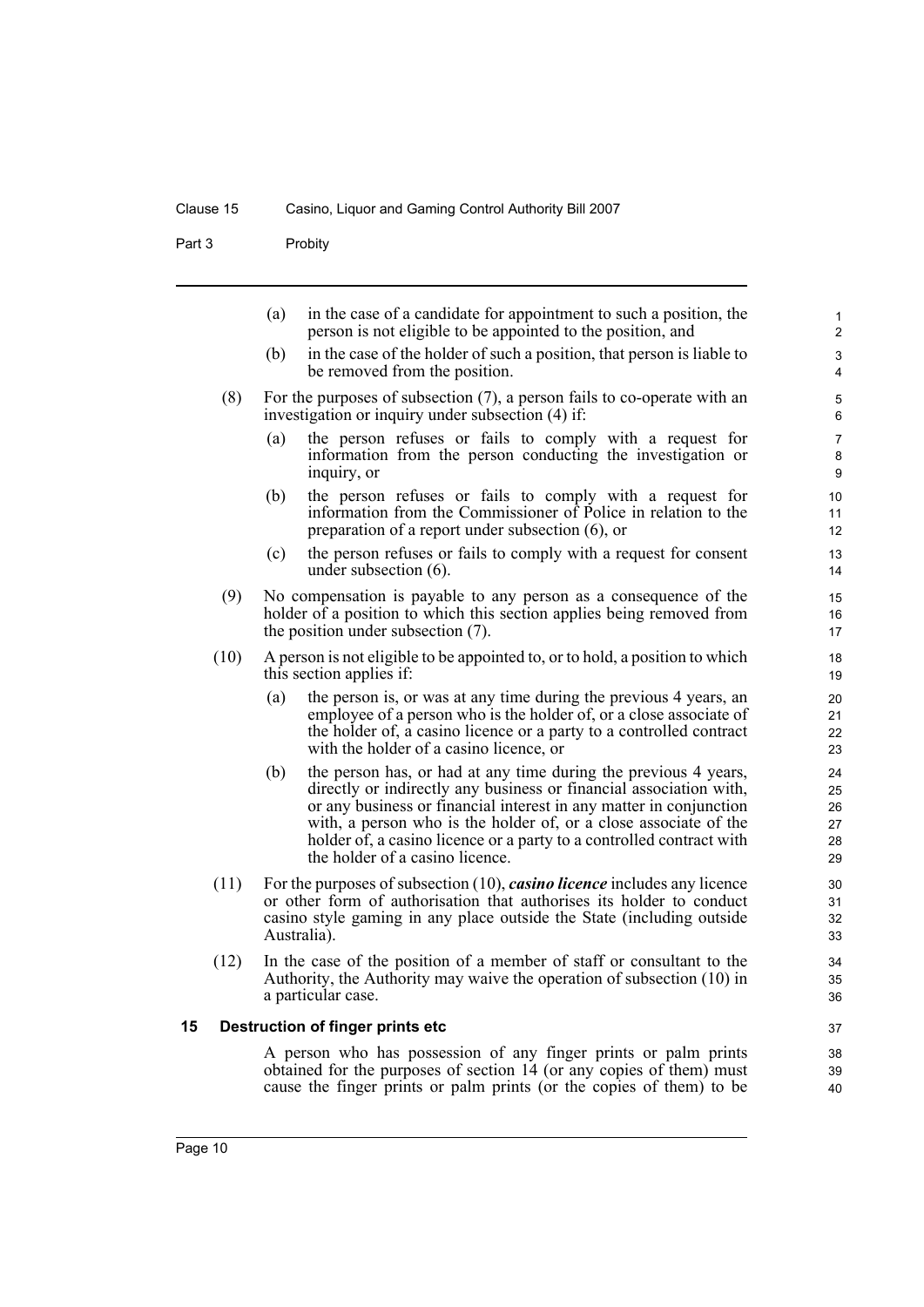(a) in the case of a candidate for appointment to such a position, the person is not eligible to be appointed to the position, and

(b) in the case of the holder of such a position, that person is liable to be removed from the position.

(8) For the purposes of subsection (7), a person fails to co-operate with an investigation or inquiry under subsection (4) if:

(a) the person refuses or fails to comply with a request for information from the person conducting the investigation or inquiry, or

(b) the person refuses or fails to comply with a request for information from the Commissioner of Police in relation to the preparation of a report under subsection (6), or

(c) the person refuses or fails to comply with a request for consent under subsection (6).

(9) No compensation is payable to any person as a consequence of the holder of a position to which this section applies being removed from the position under subsection (7).

(10) A person is not eligible to be appointed to, or to hold, a position to which this section applies if:

(a) the person is, or was at any time during the previous 4 years, an employee of a person who is the holder of, or a close associate of the holder of, a casino licence or a party to a controlled contract with the holder of a casino licence, or

(b) the person has, or had at any time during the previous 4 years, directly or indirectly any business or financial association with, or any business or financial interest in any matter in conjunction with, a person who is the holder of, or a close associate of the holder of, a casino licence or a party to a controlled contract with the holder of a casino licence.

(11) For the purposes of subsection (10), ***casino licence*** includes any licence or other form of authorisation that authorises its holder to conduct casino style gaming in any place outside the State (including outside Australia).

(12) In the case of the position of a member of staff or consultant to the Authority, the Authority may waive the operation of subsection (10) in a particular case.

### 15 Destruction of finger prints etc

A person who has possession of any finger prints or palm prints obtained for the purposes of section 14 (or any copies of them) must cause the finger prints or palm prints (or the copies of them) to be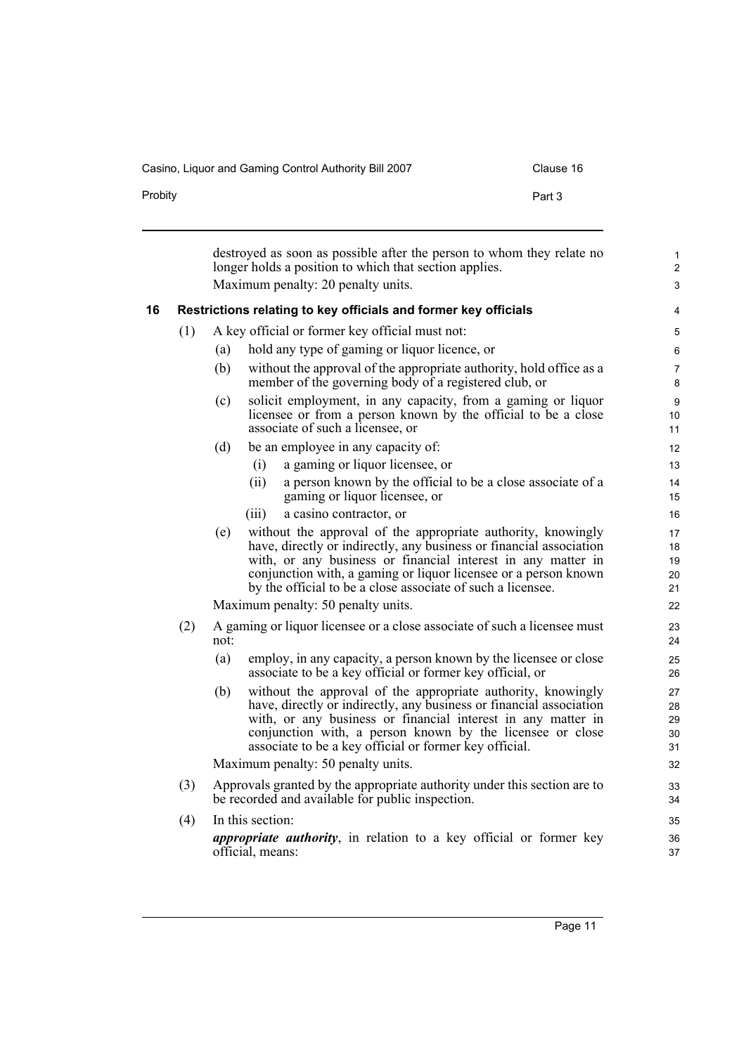destroyed as soon as possible after the person to whom they relate no longer holds a position to which that section applies.

Maximum penalty: 20 penalty units.

## 16 Restrictions relating to key officials and former key officials

(1) A key official or former key official must not:

(a) hold any type of gaming or liquor licence, or

(b) without the approval of the appropriate authority, hold office as a member of the governing body of a registered club, or

(c) solicit employment, in any capacity, from a gaming or liquor licensee or from a person known by the official to be a close associate of such a licensee, or

(d) be an employee in any capacity of:

(i) a gaming or liquor licensee, or

(ii) a person known by the official to be a close associate of a gaming or liquor licensee, or

(iii) a casino contractor, or

(e) without the approval of the appropriate authority, knowingly have, directly or indirectly, any business or financial association with, or any business or financial interest in any matter in conjunction with, a gaming or liquor licensee or a person known by the official to be a close associate of such a licensee.

Maximum penalty: 50 penalty units.

(2) A gaming or liquor licensee or a close associate of such a licensee must not:

(a) employ, in any capacity, a person known by the licensee or close associate to be a key official or former key official, or

(b) without the approval of the appropriate authority, knowingly have, directly or indirectly, any business or financial association with, or any business or financial interest in any matter in conjunction with, a person known by the licensee or close associate to be a key official or former key official.

Maximum penalty: 50 penalty units.

(3) Approvals granted by the appropriate authority under this section are to be recorded and available for public inspection.

(4) In this section:

***appropriate authority***, in relation to a key official or former key official, means: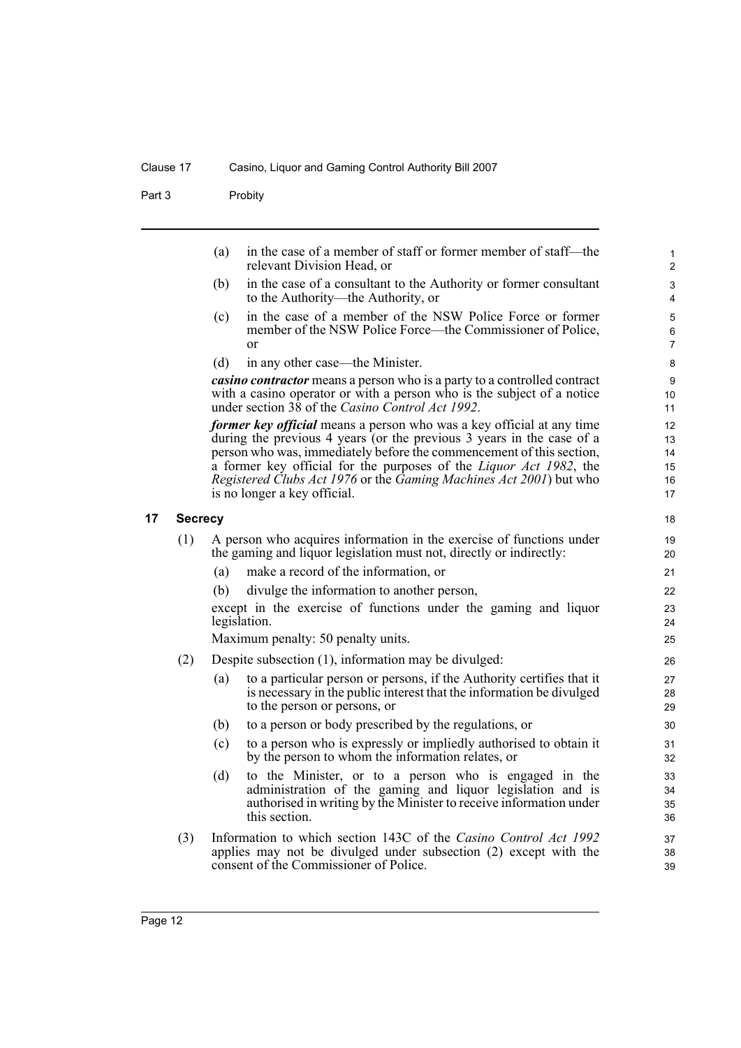(a) in the case of a member of staff or former member of staff—the relevant Division Head, or

(b) in the case of a consultant to the Authority or former consultant to the Authority—the Authority, or

(c) in the case of a member of the NSW Police Force or former member of the NSW Police Force—the Commissioner of Police, or

(d) in any other case—the Minister.

***casino contractor*** means a person who is a party to a controlled contract with a casino operator or with a person who is the subject of a notice under section 38 of the *Casino Control Act 1992*.

***former key official*** means a person who was a key official at any time during the previous 4 years (or the previous 3 years in the case of a person who was, immediately before the commencement of this section, a former key official for the purposes of the *Liquor Act 1982*, the *Registered Clubs Act 1976* or the *Gaming Machines Act 2001*) but who is no longer a key official.

## 17 Secrecy

(1) A person who acquires information in the exercise of functions under the gaming and liquor legislation must not, directly or indirectly:

(a) make a record of the information, or

(b) divulge the information to another person,

except in the exercise of functions under the gaming and liquor legislation.

Maximum penalty: 50 penalty units.

(2) Despite subsection (1), information may be divulged:

(a) to a particular person or persons, if the Authority certifies that it is necessary in the public interest that the information be divulged to the person or persons, or

(b) to a person or body prescribed by the regulations, or

(c) to a person who is expressly or impliedly authorised to obtain it by the person to whom the information relates, or

(d) to the Minister, or to a person who is engaged in the administration of the gaming and liquor legislation and is authorised in writing by the Minister to receive information under this section.

(3) Information to which section 143C of the *Casino Control Act 1992* applies may not be divulged under subsection (2) except with the consent of the Commissioner of Police.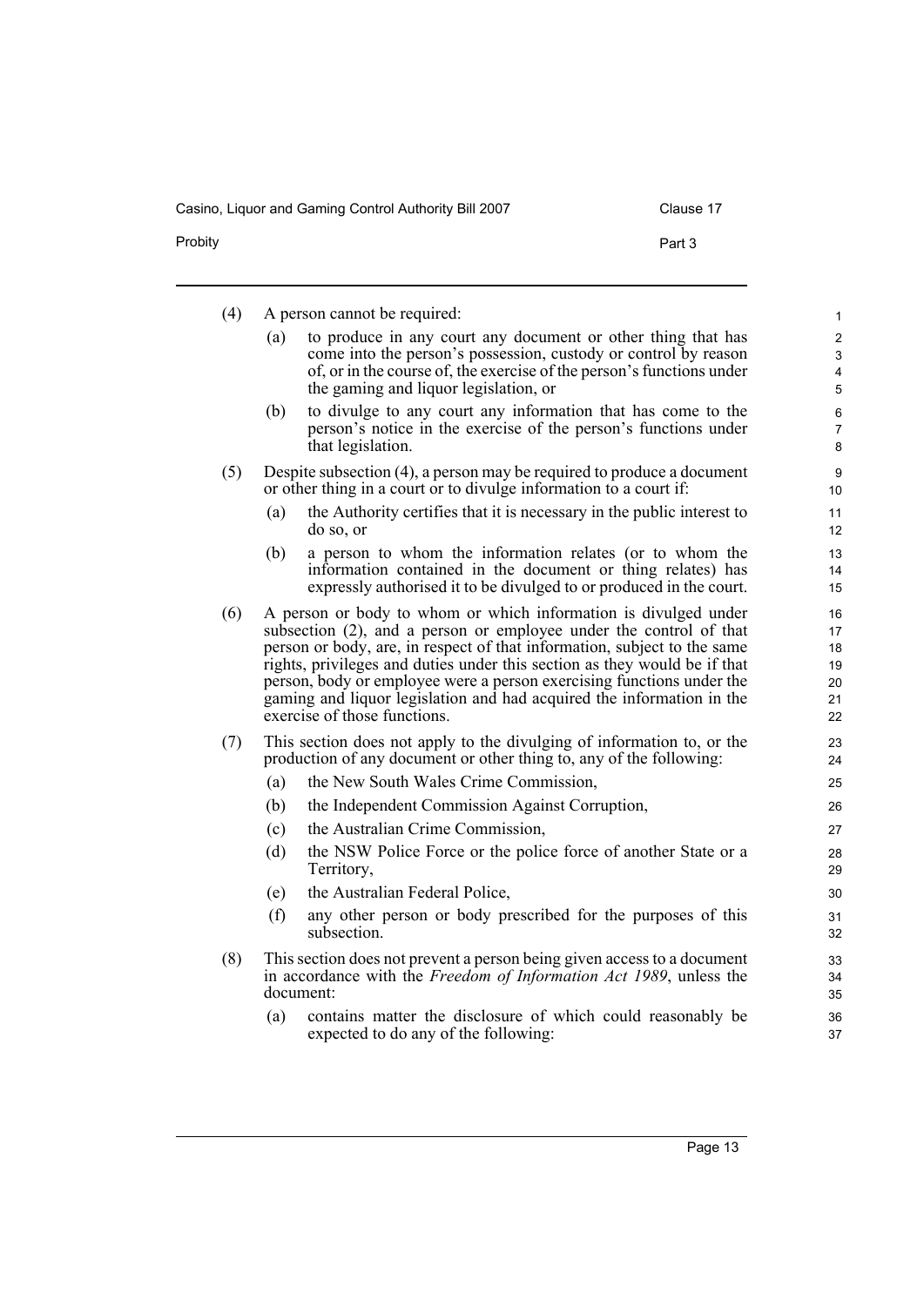(4) A person cannot be required:

(a) to produce in any court any document or other thing that has come into the person's possession, custody or control by reason of, or in the course of, the exercise of the person's functions under the gaming and liquor legislation, or

(b) to divulge to any court any information that has come to the person's notice in the exercise of the person's functions under that legislation.

(5) Despite subsection (4), a person may be required to produce a document or other thing in a court or to divulge information to a court if:

(a) the Authority certifies that it is necessary in the public interest to do so, or

(b) a person to whom the information relates (or to whom the information contained in the document or thing relates) has expressly authorised it to be divulged to or produced in the court.

(6) A person or body to whom or which information is divulged under subsection (2), and a person or employee under the control of that person or body, are, in respect of that information, subject to the same rights, privileges and duties under this section as they would be if that person, body or employee were a person exercising functions under the gaming and liquor legislation and had acquired the information in the exercise of those functions.

(7) This section does not apply to the divulging of information to, or the production of any document or other thing to, any of the following:

(a) the New South Wales Crime Commission,

(b) the Independent Commission Against Corruption,

(c) the Australian Crime Commission,

(d) the NSW Police Force or the police force of another State or a Territory,

(e) the Australian Federal Police,

(f) any other person or body prescribed for the purposes of this subsection.

(8) This section does not prevent a person being given access to a document in accordance with the *Freedom of Information Act 1989*, unless the document:

(a) contains matter the disclosure of which could reasonably be expected to do any of the following: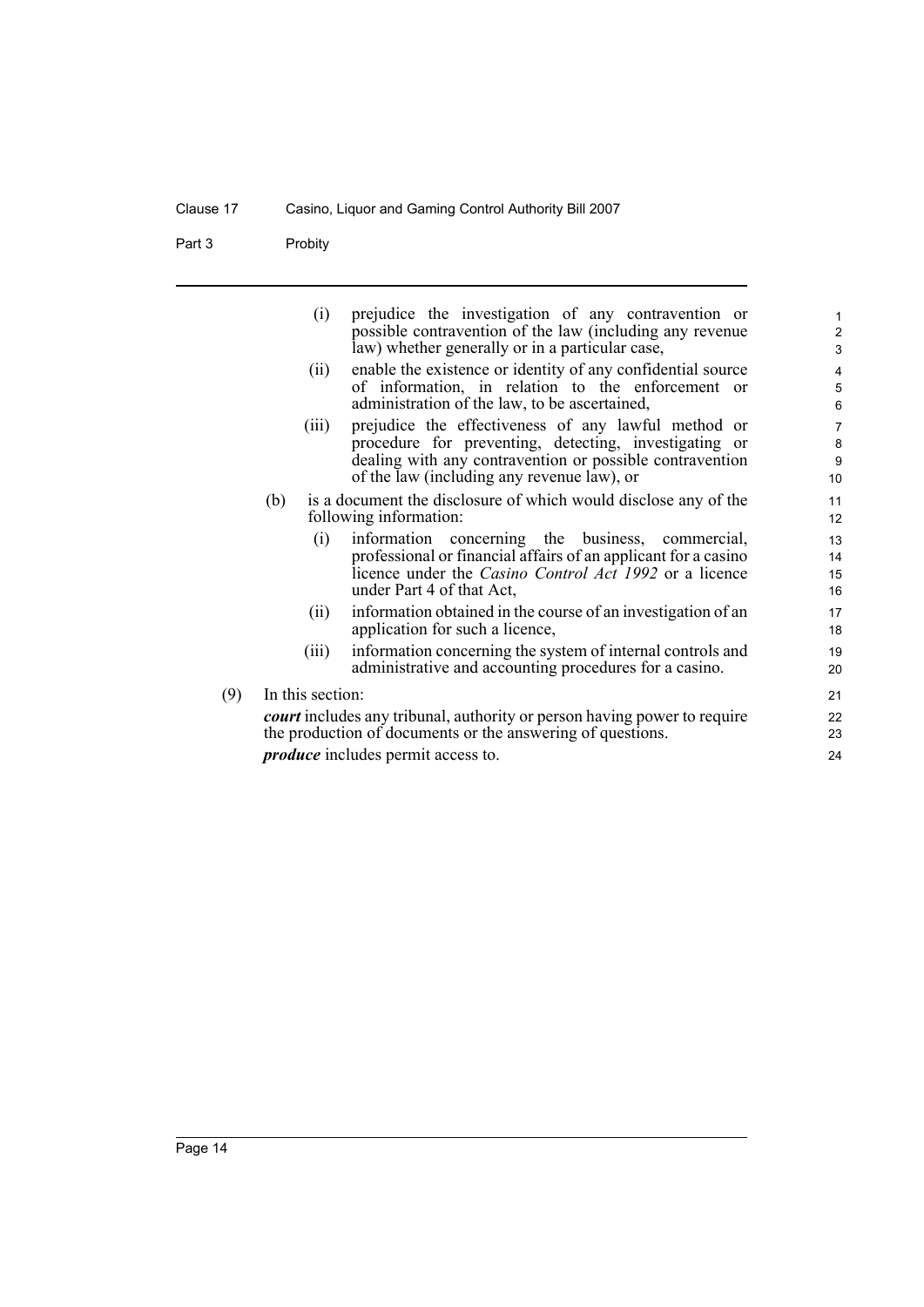(i) prejudice the investigation of any contravention or possible contravention of the law (including any revenue law) whether generally or in a particular case,

(ii) enable the existence or identity of any confidential source of information, in relation to the enforcement or administration of the law, to be ascertained,

(iii) prejudice the effectiveness of any lawful method or procedure for preventing, detecting, investigating or dealing with any contravention or possible contravention of the law (including any revenue law), or

(b) is a document the disclosure of which would disclose any of the following information:

(i) information concerning the business, commercial, professional or financial affairs of an applicant for a casino licence under the *Casino Control Act 1992* or a licence under Part 4 of that Act,

(ii) information obtained in the course of an investigation of an application for such a licence,

(iii) information concerning the system of internal controls and administrative and accounting procedures for a casino.

(9) In this section:

***court*** includes any tribunal, authority or person having power to require the production of documents or the answering of questions.

***produce*** includes permit access to.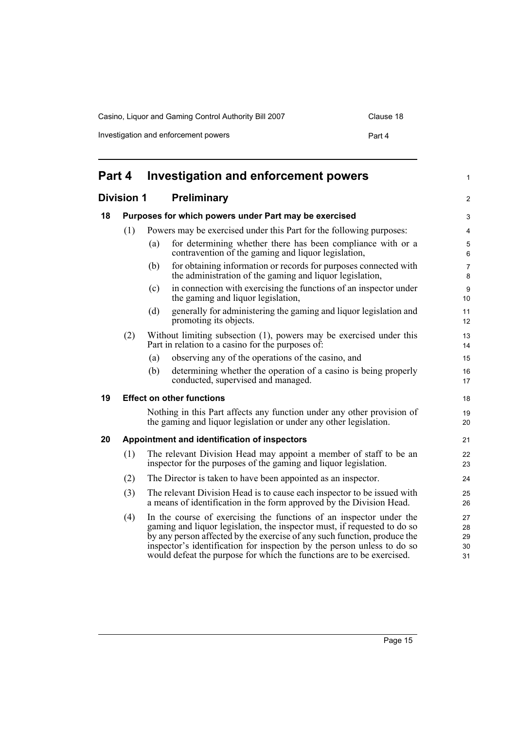# Part 4 Investigation and enforcement powers

## Division 1 Preliminary

### 18 Purposes for which powers under Part may be exercised

(1) Powers may be exercised under this Part for the following purposes:

- (a) for determining whether there has been compliance with or a contravention of the gaming and liquor legislation,
- (b) for obtaining information or records for purposes connected with the administration of the gaming and liquor legislation,
- (c) in connection with exercising the functions of an inspector under the gaming and liquor legislation,
- (d) generally for administering the gaming and liquor legislation and promoting its objects.

(2) Without limiting subsection (1), powers may be exercised under this Part in relation to a casino for the purposes of:

- (a) observing any of the operations of the casino, and
- (b) determining whether the operation of a casino is being properly conducted, supervised and managed.

### 19 Effect on other functions

Nothing in this Part affects any function under any other provision of the gaming and liquor legislation or under any other legislation.

### 20 Appointment and identification of inspectors

(1) The relevant Division Head may appoint a member of staff to be an inspector for the purposes of the gaming and liquor legislation.

(2) The Director is taken to have been appointed as an inspector.

(3) The relevant Division Head is to cause each inspector to be issued with a means of identification in the form approved by the Division Head.

(4) In the course of exercising the functions of an inspector under the gaming and liquor legislation, the inspector must, if requested to do so by any person affected by the exercise of any such function, produce the inspector's identification for inspection by the person unless to do so would defeat the purpose for which the functions are to be exercised.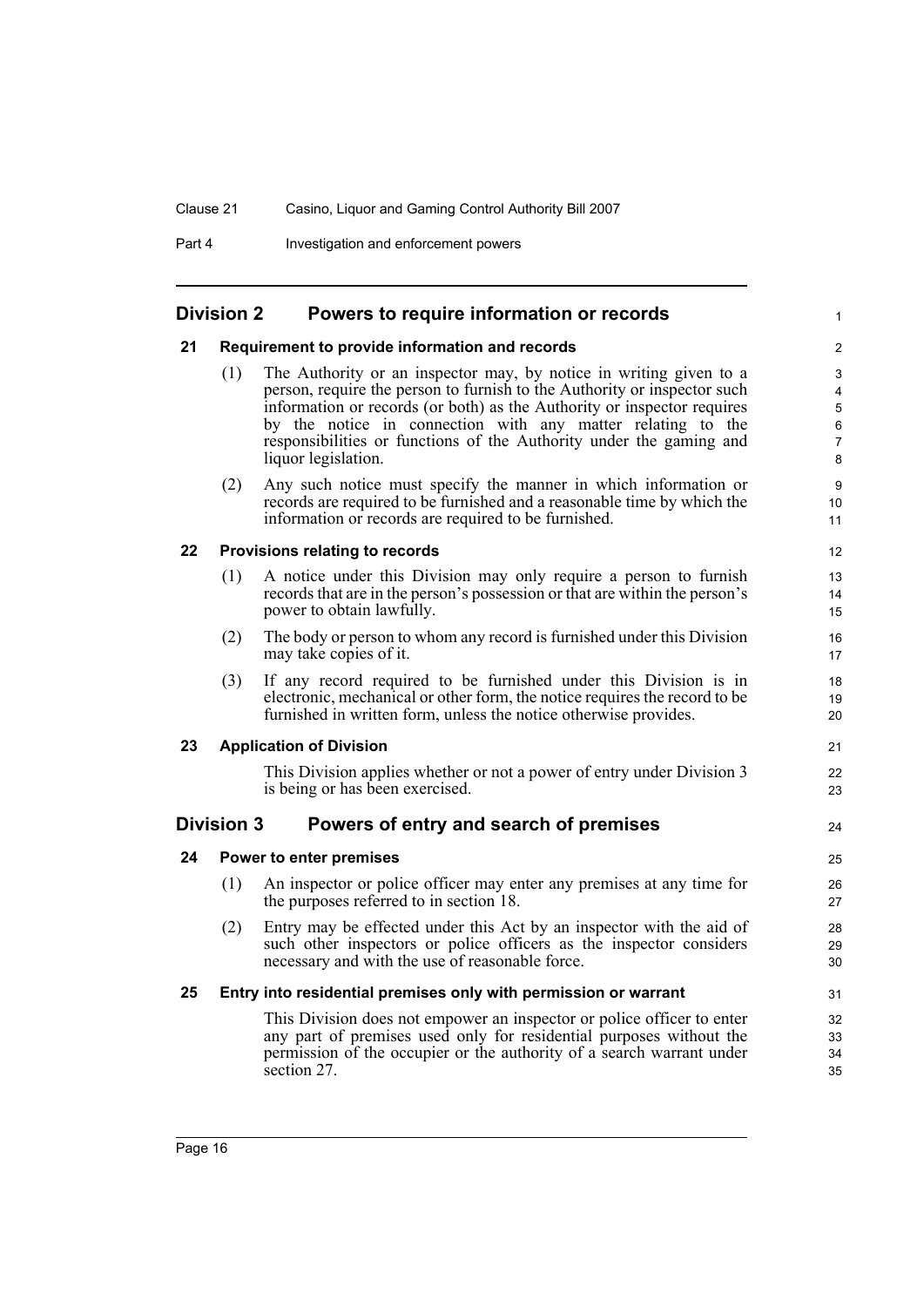## Division 2 Powers to require information or records

### 21 Requirement to provide information and records

(1) The Authority or an inspector may, by notice in writing given to a person, require the person to furnish to the Authority or inspector such information or records (or both) as the Authority or inspector requires by the notice in connection with any matter relating to the responsibilities or functions of the Authority under the gaming and liquor legislation.

(2) Any such notice must specify the manner in which information or records are required to be furnished and a reasonable time by which the information or records are required to be furnished.

### 22 Provisions relating to records

(1) A notice under this Division may only require a person to furnish records that are in the person's possession or that are within the person's power to obtain lawfully.

(2) The body or person to whom any record is furnished under this Division may take copies of it.

(3) If any record required to be furnished under this Division is in electronic, mechanical or other form, the notice requires the record to be furnished in written form, unless the notice otherwise provides.

### 23 Application of Division

This Division applies whether or not a power of entry under Division 3 is being or has been exercised.

## Division 3 Powers of entry and search of premises

### 24 Power to enter premises

(1) An inspector or police officer may enter any premises at any time for the purposes referred to in section 18.

(2) Entry may be effected under this Act by an inspector with the aid of such other inspectors or police officers as the inspector considers necessary and with the use of reasonable force.

### 25 Entry into residential premises only with permission or warrant

This Division does not empower an inspector or police officer to enter any part of premises used only for residential purposes without the permission of the occupier or the authority of a search warrant under section 27.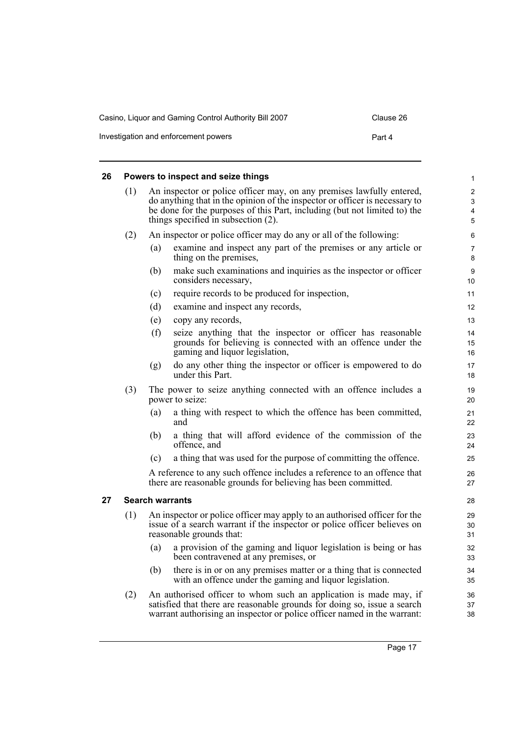## 26 Powers to inspect and seize things

(1) An inspector or police officer may, on any premises lawfully entered, do anything that in the opinion of the inspector or officer is necessary to be done for the purposes of this Part, including (but not limited to) the things specified in subsection (2).

(2) An inspector or police officer may do any or all of the following:

(a) examine and inspect any part of the premises or any article or thing on the premises,

(b) make such examinations and inquiries as the inspector or officer considers necessary,

(c) require records to be produced for inspection,

(d) examine and inspect any records,

(e) copy any records,

(f) seize anything that the inspector or officer has reasonable grounds for believing is connected with an offence under the gaming and liquor legislation,

(g) do any other thing the inspector or officer is empowered to do under this Part.

(3) The power to seize anything connected with an offence includes a power to seize:

(a) a thing with respect to which the offence has been committed, and

(b) a thing that will afford evidence of the commission of the offence, and

(c) a thing that was used for the purpose of committing the offence.

A reference to any such offence includes a reference to an offence that there are reasonable grounds for believing has been committed.

## 27 Search warrants

(1) An inspector or police officer may apply to an authorised officer for the issue of a search warrant if the inspector or police officer believes on reasonable grounds that:

(a) a provision of the gaming and liquor legislation is being or has been contravened at any premises, or

(b) there is in or on any premises matter or a thing that is connected with an offence under the gaming and liquor legislation.

(2) An authorised officer to whom such an application is made may, if satisfied that there are reasonable grounds for doing so, issue a search warrant authorising an inspector or police officer named in the warrant: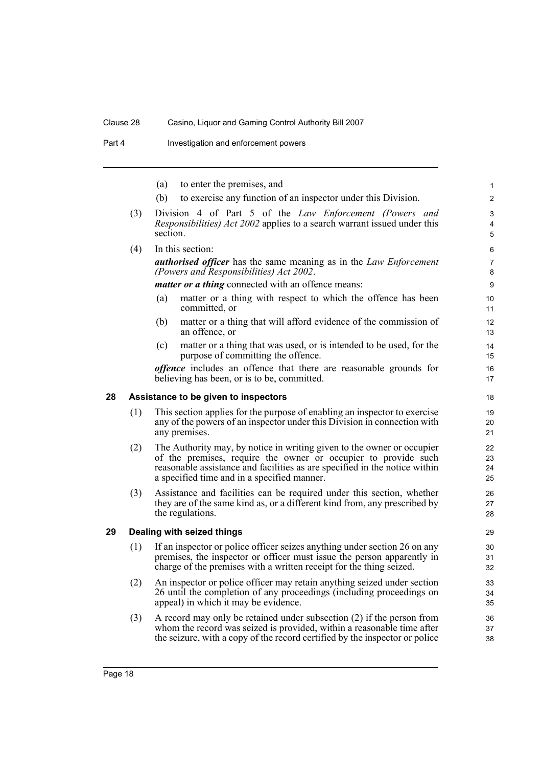(a) to enter the premises, and

(b) to exercise any function of an inspector under this Division.

(3) Division 4 of Part 5 of the *Law Enforcement (Powers and Responsibilities) Act 2002* applies to a search warrant issued under this section.

(4) In this section:

***authorised officer*** has the same meaning as in the *Law Enforcement (Powers and Responsibilities) Act 2002*.

***matter or a thing*** connected with an offence means:

(a) matter or a thing with respect to which the offence has been committed, or

(b) matter or a thing that will afford evidence of the commission of an offence, or

(c) matter or a thing that was used, or is intended to be used, for the purpose of committing the offence.

***offence*** includes an offence that there are reasonable grounds for believing has been, or is to be, committed.

### 28 Assistance to be given to inspectors

(1) This section applies for the purpose of enabling an inspector to exercise any of the powers of an inspector under this Division in connection with any premises.

(2) The Authority may, by notice in writing given to the owner or occupier of the premises, require the owner or occupier to provide such reasonable assistance and facilities as are specified in the notice within a specified time and in a specified manner.

(3) Assistance and facilities can be required under this section, whether they are of the same kind as, or a different kind from, any prescribed by the regulations.

### 29 Dealing with seized things

(1) If an inspector or police officer seizes anything under section 26 on any premises, the inspector or officer must issue the person apparently in charge of the premises with a written receipt for the thing seized.

(2) An inspector or police officer may retain anything seized under section 26 until the completion of any proceedings (including proceedings on appeal) in which it may be evidence.

(3) A record may only be retained under subsection (2) if the person from whom the record was seized is provided, within a reasonable time after the seizure, with a copy of the record certified by the inspector or police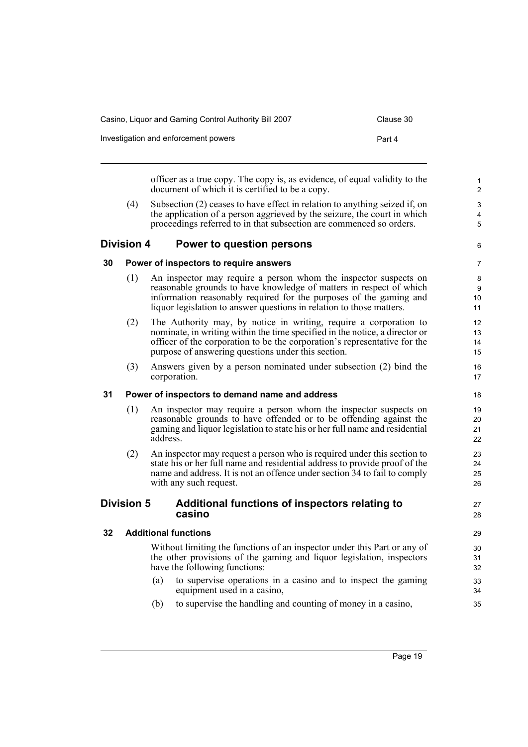officer as a true copy. The copy is, as evidence, of equal validity to the document of which it is certified to be a copy.

(4) Subsection (2) ceases to have effect in relation to anything seized if, on the application of a person aggrieved by the seizure, the court in which proceedings referred to in that subsection are commenced so orders.

## Division 4 Power to question persons

### 30 Power of inspectors to require answers

(1) An inspector may require a person whom the inspector suspects on reasonable grounds to have knowledge of matters in respect of which information reasonably required for the purposes of the gaming and liquor legislation to answer questions in relation to those matters.

(2) The Authority may, by notice in writing, require a corporation to nominate, in writing within the time specified in the notice, a director or officer of the corporation to be the corporation's representative for the purpose of answering questions under this section.

(3) Answers given by a person nominated under subsection (2) bind the corporation.

### 31 Power of inspectors to demand name and address

(1) An inspector may require a person whom the inspector suspects on reasonable grounds to have offended or to be offending against the gaming and liquor legislation to state his or her full name and residential address.

(2) An inspector may request a person who is required under this section to state his or her full name and residential address to provide proof of the name and address. It is not an offence under section 34 to fail to comply with any such request.

## Division 5 Additional functions of inspectors relating to casino

### 32 Additional functions

Without limiting the functions of an inspector under this Part or any of the other provisions of the gaming and liquor legislation, inspectors have the following functions:

(a) to supervise operations in a casino and to inspect the gaming equipment used in a casino,

(b) to supervise the handling and counting of money in a casino,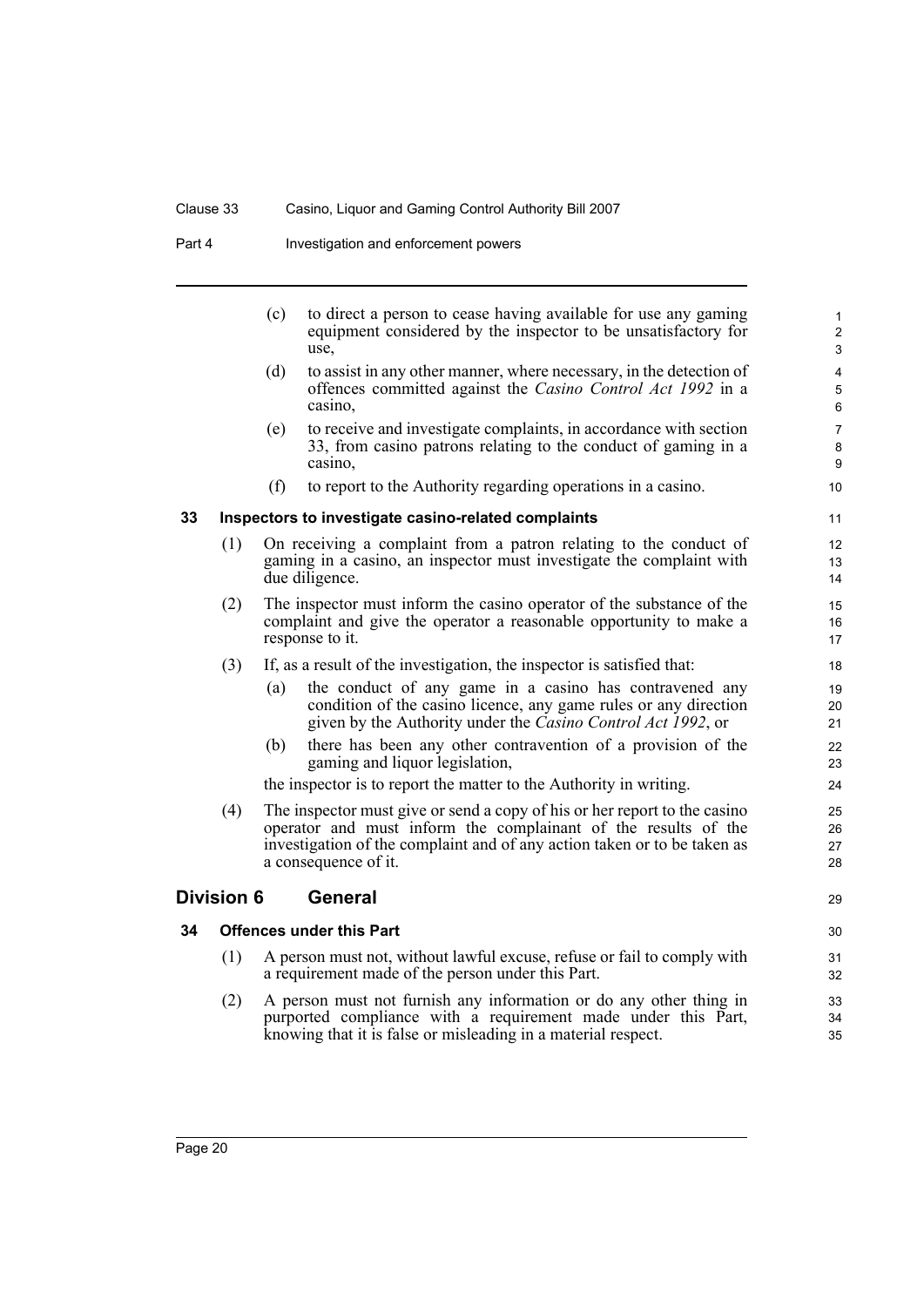(c) to direct a person to cease having available for use any gaming equipment considered by the inspector to be unsatisfactory for use,

(d) to assist in any other manner, where necessary, in the detection of offences committed against the *Casino Control Act 1992* in a casino,

(e) to receive and investigate complaints, in accordance with section 33, from casino patrons relating to the conduct of gaming in a casino,

(f) to report to the Authority regarding operations in a casino.

### 33 Inspectors to investigate casino-related complaints

(1) On receiving a complaint from a patron relating to the conduct of gaming in a casino, an inspector must investigate the complaint with due diligence.

(2) The inspector must inform the casino operator of the substance of the complaint and give the operator a reasonable opportunity to make a response to it.

(3) If, as a result of the investigation, the inspector is satisfied that:

(a) the conduct of any game in a casino has contravened any condition of the casino licence, any game rules or any direction given by the Authority under the *Casino Control Act 1992*, or

(b) there has been any other contravention of a provision of the gaming and liquor legislation,

the inspector is to report the matter to the Authority in writing.

(4) The inspector must give or send a copy of his or her report to the casino operator and must inform the complainant of the results of the investigation of the complaint and of any action taken or to be taken as a consequence of it.

## Division 6 General

### 34 Offences under this Part

(1) A person must not, without lawful excuse, refuse or fail to comply with a requirement made of the person under this Part.

(2) A person must not furnish any information or do any other thing in purported compliance with a requirement made under this Part, knowing that it is false or misleading in a material respect.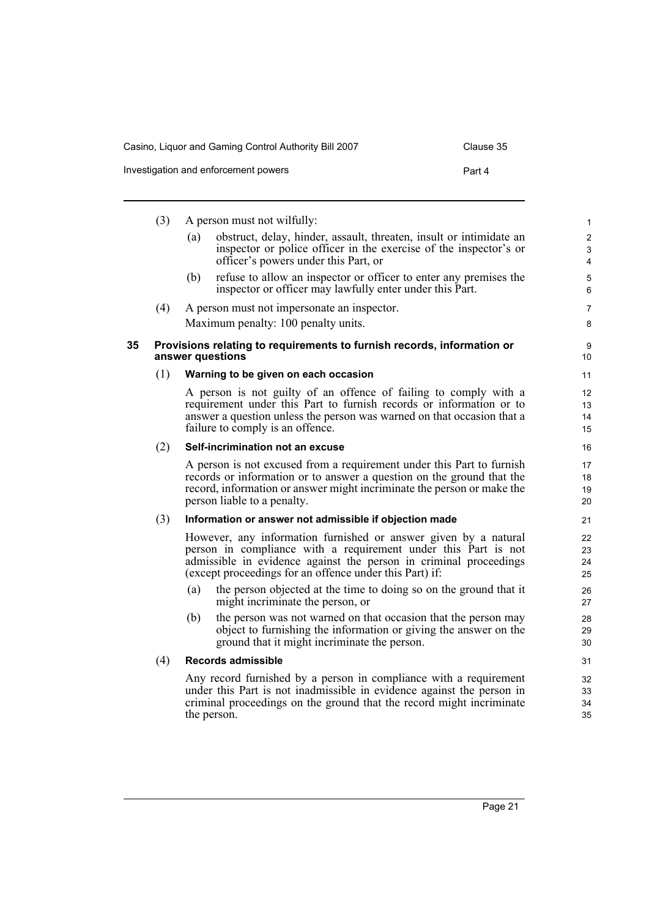(3) A person must not wilfully:

(a) obstruct, delay, hinder, assault, threaten, insult or intimidate an inspector or police officer in the exercise of the inspector's or officer's powers under this Part, or

(b) refuse to allow an inspector or officer to enter any premises the inspector or officer may lawfully enter under this Part.

(4) A person must not impersonate an inspector.

Maximum penalty: 100 penalty units.

## 35 Provisions relating to requirements to furnish records, information or answer questions

(1) **Warning to be given on each occasion**

A person is not guilty of an offence of failing to comply with a requirement under this Part to furnish records or information or to answer a question unless the person was warned on that occasion that a failure to comply is an offence.

(2) **Self-incrimination not an excuse**

A person is not excused from a requirement under this Part to furnish records or information or to answer a question on the ground that the record, information or answer might incriminate the person or make the person liable to a penalty.

(3) **Information or answer not admissible if objection made**

However, any information furnished or answer given by a natural person in compliance with a requirement under this Part is not admissible in evidence against the person in criminal proceedings (except proceedings for an offence under this Part) if:

(a) the person objected at the time to doing so on the ground that it might incriminate the person, or

(b) the person was not warned on that occasion that the person may object to furnishing the information or giving the answer on the ground that it might incriminate the person.

(4) **Records admissible**

Any record furnished by a person in compliance with a requirement under this Part is not inadmissible in evidence against the person in criminal proceedings on the ground that the record might incriminate the person.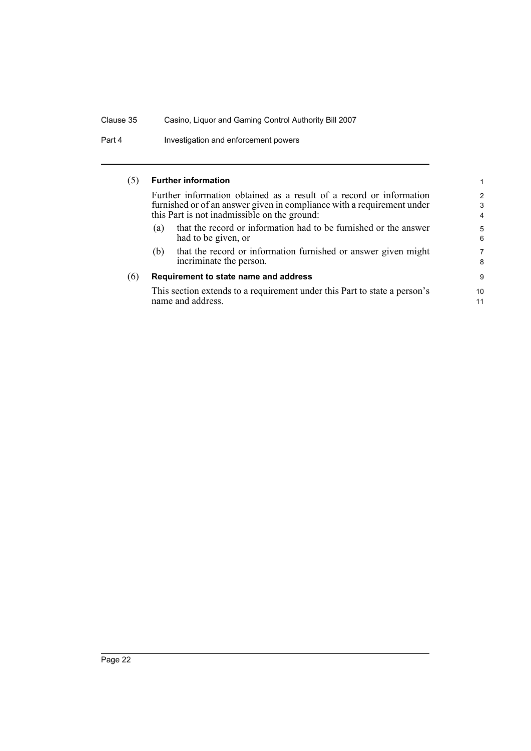(5) **Further information**

Further information obtained as a result of a record or information furnished or of an answer given in compliance with a requirement under this Part is not inadmissible on the ground:

(a) that the record or information had to be furnished or the answer had to be given, or

(b) that the record or information furnished or answer given might incriminate the person.

(6) **Requirement to state name and address**

This section extends to a requirement under this Part to state a person's name and address.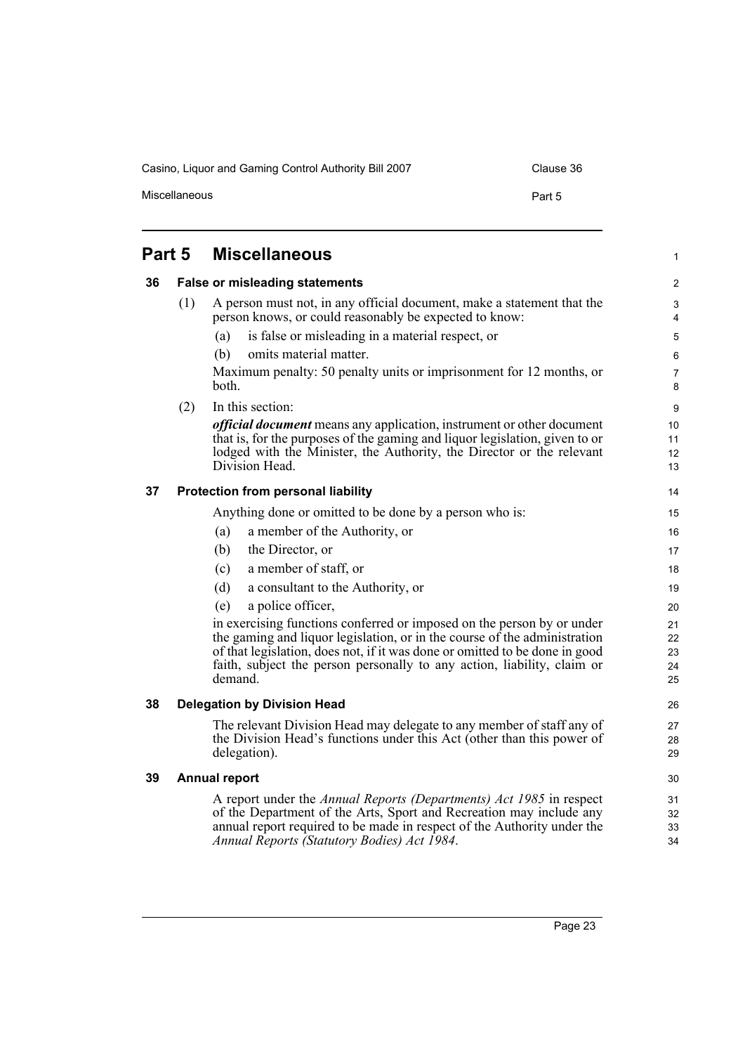# Part 5 Miscellaneous

## 36 False or misleading statements

(1) A person must not, in any official document, make a statement that the person knows, or could reasonably be expected to know:

- (a) is false or misleading in a material respect, or
- (b) omits material matter.

Maximum penalty: 50 penalty units or imprisonment for 12 months, or both.

(2) In this section:

***official document*** means any application, instrument or other document that is, for the purposes of the gaming and liquor legislation, given to or lodged with the Minister, the Authority, the Director or the relevant Division Head.

## 37 Protection from personal liability

Anything done or omitted to be done by a person who is:

- (a) a member of the Authority, or
- (b) the Director, or
- (c) a member of staff, or
- (d) a consultant to the Authority, or
- (e) a police officer,

in exercising functions conferred or imposed on the person by or under the gaming and liquor legislation, or in the course of the administration of that legislation, does not, if it was done or omitted to be done in good faith, subject the person personally to any action, liability, claim or demand.

## 38 Delegation by Division Head

The relevant Division Head may delegate to any member of staff any of the Division Head's functions under this Act (other than this power of delegation).

## 39 Annual report

A report under the *Annual Reports (Departments) Act 1985* in respect of the Department of the Arts, Sport and Recreation may include any annual report required to be made in respect of the Authority under the *Annual Reports (Statutory Bodies) Act 1984*.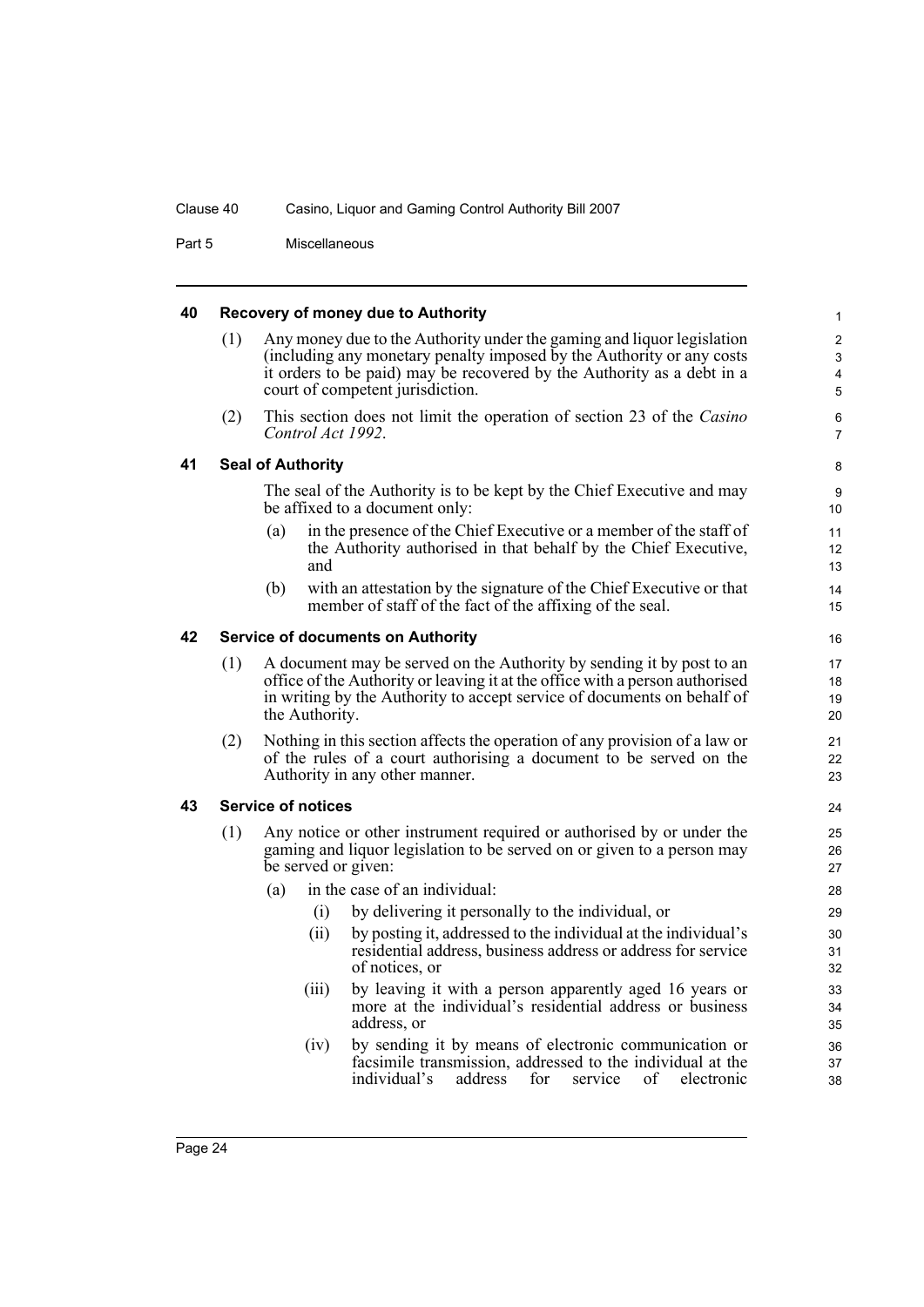## 40 Recovery of money due to Authority

(1) Any money due to the Authority under the gaming and liquor legislation (including any monetary penalty imposed by the Authority or any costs it orders to be paid) may be recovered by the Authority as a debt in a court of competent jurisdiction.

(2) This section does not limit the operation of section 23 of the *Casino Control Act 1992*.

## 41 Seal of Authority

The seal of the Authority is to be kept by the Chief Executive and may be affixed to a document only:

(a) in the presence of the Chief Executive or a member of the staff of the Authority authorised in that behalf by the Chief Executive, and

(b) with an attestation by the signature of the Chief Executive or that member of staff of the fact of the affixing of the seal.

## 42 Service of documents on Authority

(1) A document may be served on the Authority by sending it by post to an office of the Authority or leaving it at the office with a person authorised in writing by the Authority to accept service of documents on behalf of the Authority.

(2) Nothing in this section affects the operation of any provision of a law or of the rules of a court authorising a document to be served on the Authority in any other manner.

## 43 Service of notices

(1) Any notice or other instrument required or authorised by or under the gaming and liquor legislation to be served on or given to a person may be served or given:

(a) in the case of an individual:

(i) by delivering it personally to the individual, or

(ii) by posting it, addressed to the individual at the individual's residential address, business address or address for service of notices, or

(iii) by leaving it with a person apparently aged 16 years or more at the individual's residential address or business address, or

(iv) by sending it by means of electronic communication or facsimile transmission, addressed to the individual at the individual's address for service of electronic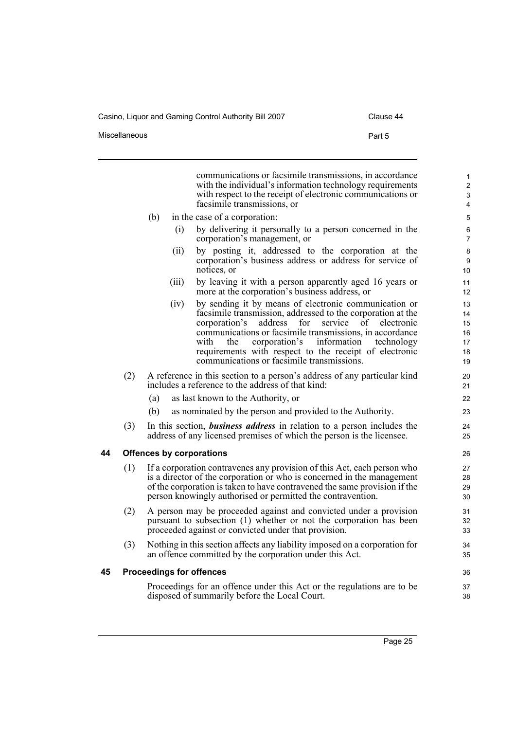communications or facsimile transmissions, in accordance with the individual's information technology requirements with respect to the receipt of electronic communications or facsimile transmissions, or

(b) in the case of a corporation:

(i) by delivering it personally to a person concerned in the corporation's management, or

(ii) by posting it, addressed to the corporation at the corporation's business address or address for service of notices, or

(iii) by leaving it with a person apparently aged 16 years or more at the corporation's business address, or

(iv) by sending it by means of electronic communication or facsimile transmission, addressed to the corporation at the corporation's address for service of electronic communications or facsimile transmissions, in accordance with the corporation's information technology requirements with respect to the receipt of electronic communications or facsimile transmissions.

(2) A reference in this section to a person's address of any particular kind includes a reference to the address of that kind:

(a) as last known to the Authority, or

(b) as nominated by the person and provided to the Authority.

(3) In this section, ***business address*** in relation to a person includes the address of any licensed premises of which the person is the licensee.

### 44 Offences by corporations

(1) If a corporation contravenes any provision of this Act, each person who is a director of the corporation or who is concerned in the management of the corporation is taken to have contravened the same provision if the person knowingly authorised or permitted the contravention.

(2) A person may be proceeded against and convicted under a provision pursuant to subsection (1) whether or not the corporation has been proceeded against or convicted under that provision.

(3) Nothing in this section affects any liability imposed on a corporation for an offence committed by the corporation under this Act.

### 45 Proceedings for offences

Proceedings for an offence under this Act or the regulations are to be disposed of summarily before the Local Court.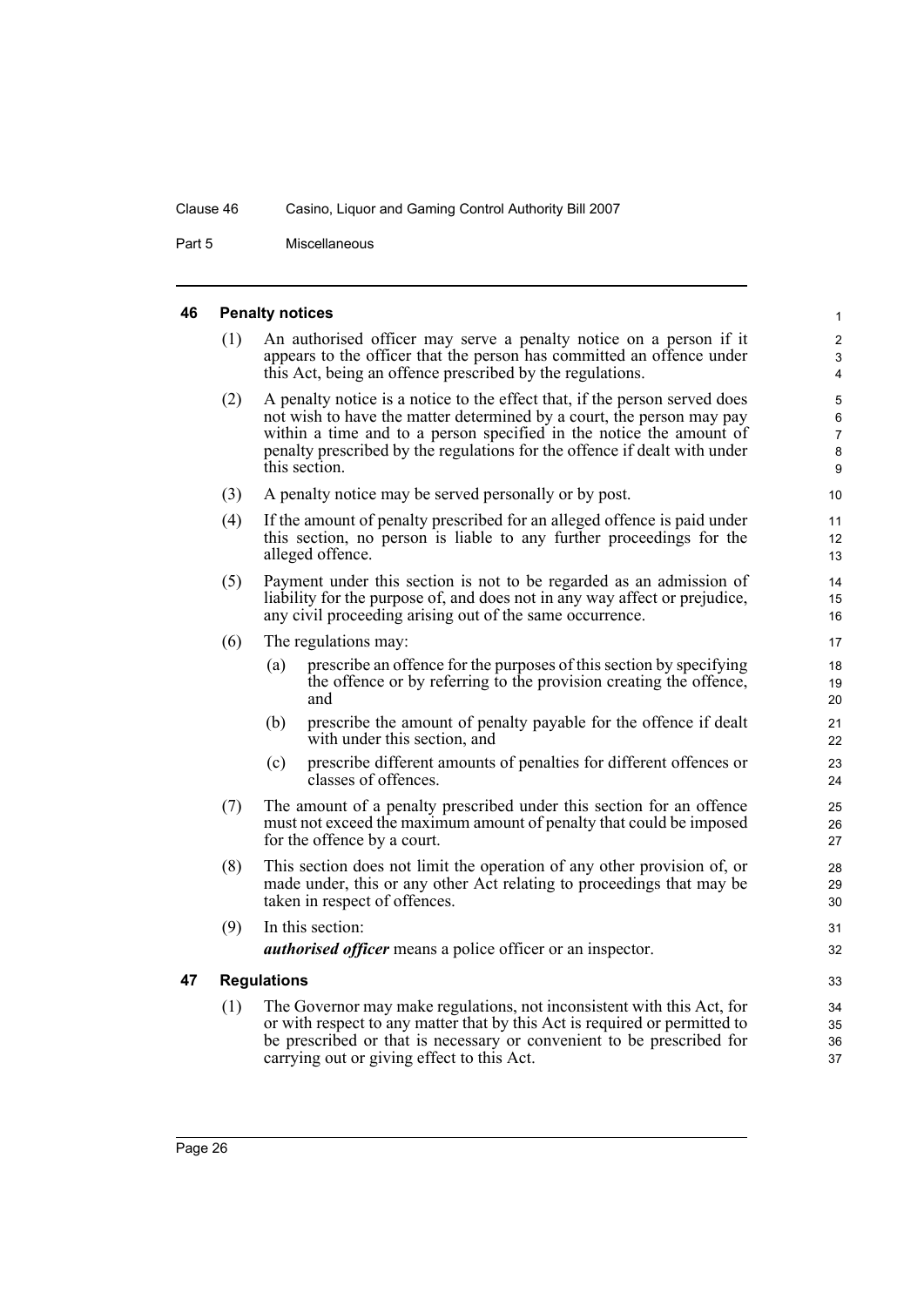## 46 Penalty notices

(1) An authorised officer may serve a penalty notice on a person if it appears to the officer that the person has committed an offence under this Act, being an offence prescribed by the regulations.

(2) A penalty notice is a notice to the effect that, if the person served does not wish to have the matter determined by a court, the person may pay within a time and to a person specified in the notice the amount of penalty prescribed by the regulations for the offence if dealt with under this section.

(3) A penalty notice may be served personally or by post.

(4) If the amount of penalty prescribed for an alleged offence is paid under this section, no person is liable to any further proceedings for the alleged offence.

(5) Payment under this section is not to be regarded as an admission of liability for the purpose of, and does not in any way affect or prejudice, any civil proceeding arising out of the same occurrence.

(6) The regulations may:

- (a) prescribe an offence for the purposes of this section by specifying the offence or by referring to the provision creating the offence, and
- (b) prescribe the amount of penalty payable for the offence if dealt with under this section, and
- (c) prescribe different amounts of penalties for different offences or classes of offences.

(7) The amount of a penalty prescribed under this section for an offence must not exceed the maximum amount of penalty that could be imposed for the offence by a court.

(8) This section does not limit the operation of any other provision of, or made under, this or any other Act relating to proceedings that may be taken in respect of offences.

(9) In this section:

***authorised officer*** means a police officer or an inspector.

## 47 Regulations

(1) The Governor may make regulations, not inconsistent with this Act, for or with respect to any matter that by this Act is required or permitted to be prescribed or that is necessary or convenient to be prescribed for carrying out or giving effect to this Act.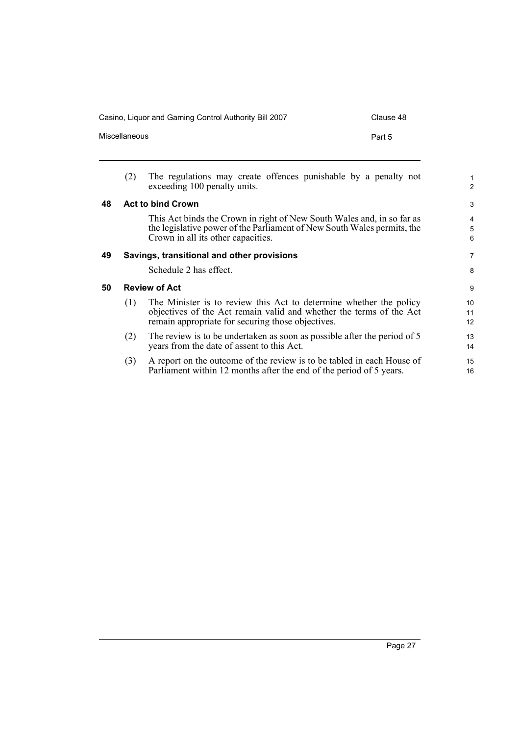(2) The regulations may create offences punishable by a penalty not exceeding 100 penalty units.

## 48 Act to bind Crown

This Act binds the Crown in right of New South Wales and, in so far as the legislative power of the Parliament of New South Wales permits, the Crown in all its other capacities.

## 49 Savings, transitional and other provisions

Schedule 2 has effect.

## 50 Review of Act

(1) The Minister is to review this Act to determine whether the policy objectives of the Act remain valid and whether the terms of the Act remain appropriate for securing those objectives.

(2) The review is to be undertaken as soon as possible after the period of 5 years from the date of assent to this Act.

(3) A report on the outcome of the review is to be tabled in each House of Parliament within 12 months after the end of the period of 5 years.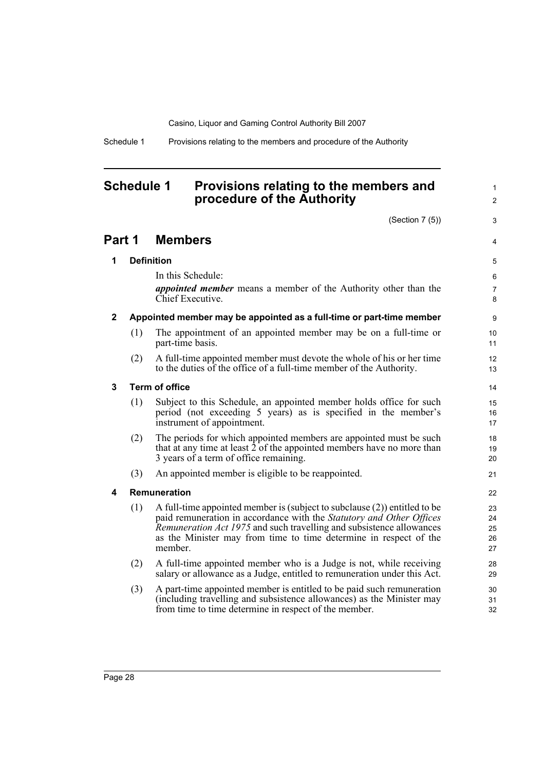# Schedule 1 Provisions relating to the members and procedure of the Authority

(Section 7 (5))

## Part 1 Members

### 1 Definition

In this Schedule:

***appointed member*** means a member of the Authority other than the Chief Executive.

### 2 Appointed member may be appointed as a full-time or part-time member

(1) The appointment of an appointed member may be on a full-time or part-time basis.

(2) A full-time appointed member must devote the whole of his or her time to the duties of the office of a full-time member of the Authority.

### 3 Term of office

(1) Subject to this Schedule, an appointed member holds office for such period (not exceeding 5 years) as is specified in the member's instrument of appointment.

(2) The periods for which appointed members are appointed must be such that at any time at least 2 of the appointed members have no more than 3 years of a term of office remaining.

(3) An appointed member is eligible to be reappointed.

### 4 Remuneration

(1) A full-time appointed member is (subject to subclause (2)) entitled to be paid remuneration in accordance with the *Statutory and Other Offices Remuneration Act 1975* and such travelling and subsistence allowances as the Minister may from time to time determine in respect of the member.

(2) A full-time appointed member who is a Judge is not, while receiving salary or allowance as a Judge, entitled to remuneration under this Act.

(3) A part-time appointed member is entitled to be paid such remuneration (including travelling and subsistence allowances) as the Minister may from time to time determine in respect of the member.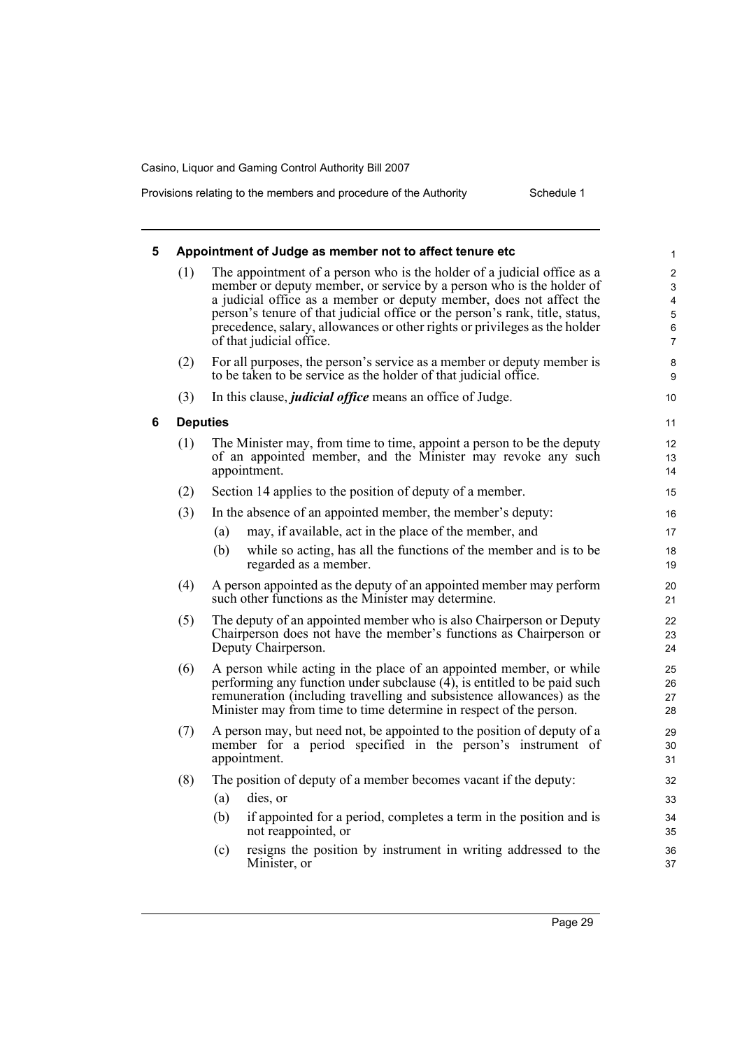### 5 Appointment of Judge as member not to affect tenure etc

(1) The appointment of a person who is the holder of a judicial office as a member or deputy member, or service by a person who is the holder of a judicial office as a member or deputy member, does not affect the person's tenure of that judicial office or the person's rank, title, status, precedence, salary, allowances or other rights or privileges as the holder of that judicial office.

(2) For all purposes, the person's service as a member or deputy member is to be taken to be service as the holder of that judicial office.

(3) In this clause, ***judicial office*** means an office of Judge.

### 6 Deputies

(1) The Minister may, from time to time, appoint a person to be the deputy of an appointed member, and the Minister may revoke any such appointment.

(2) Section 14 applies to the position of deputy of a member.

(3) In the absence of an appointed member, the member's deputy:

- (a) may, if available, act in the place of the member, and
- (b) while so acting, has all the functions of the member and is to be regarded as a member.

(4) A person appointed as the deputy of an appointed member may perform such other functions as the Minister may determine.

(5) The deputy of an appointed member who is also Chairperson or Deputy Chairperson does not have the member's functions as Chairperson or Deputy Chairperson.

(6) A person while acting in the place of an appointed member, or while performing any function under subclause (4), is entitled to be paid such remuneration (including travelling and subsistence allowances) as the Minister may from time to time determine in respect of the person.

(7) A person may, but need not, be appointed to the position of deputy of a member for a period specified in the person's instrument of appointment.

(8) The position of deputy of a member becomes vacant if the deputy:

- (a) dies, or
- (b) if appointed for a period, completes a term in the position and is not reappointed, or
- (c) resigns the position by instrument in writing addressed to the Minister, or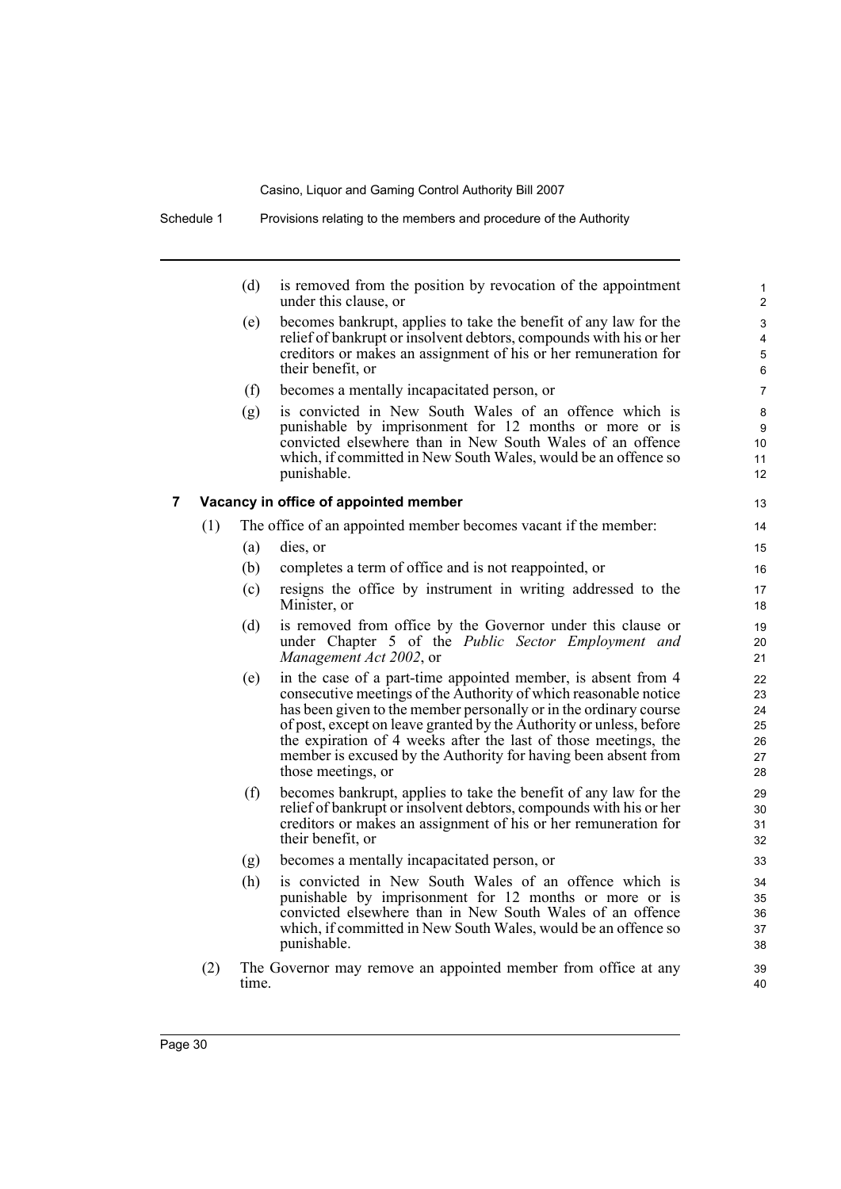(d) is removed from the position by revocation of the appointment under this clause, or

(e) becomes bankrupt, applies to take the benefit of any law for the relief of bankrupt or insolvent debtors, compounds with his or her creditors or makes an assignment of his or her remuneration for their benefit, or

(f) becomes a mentally incapacitated person, or

(g) is convicted in New South Wales of an offence which is punishable by imprisonment for 12 months or more or is convicted elsewhere than in New South Wales of an offence which, if committed in New South Wales, would be an offence so punishable.

## 7 Vacancy in office of appointed member

(1) The office of an appointed member becomes vacant if the member:

(a) dies, or

(b) completes a term of office and is not reappointed, or

(c) resigns the office by instrument in writing addressed to the Minister, or

(d) is removed from office by the Governor under this clause or under Chapter 5 of the *Public Sector Employment and Management Act 2002*, or

(e) in the case of a part-time appointed member, is absent from 4 consecutive meetings of the Authority of which reasonable notice has been given to the member personally or in the ordinary course of post, except on leave granted by the Authority or unless, before the expiration of 4 weeks after the last of those meetings, the member is excused by the Authority for having been absent from those meetings, or

(f) becomes bankrupt, applies to take the benefit of any law for the relief of bankrupt or insolvent debtors, compounds with his or her creditors or makes an assignment of his or her remuneration for their benefit, or

(g) becomes a mentally incapacitated person, or

(h) is convicted in New South Wales of an offence which is punishable by imprisonment for 12 months or more or is convicted elsewhere than in New South Wales of an offence which, if committed in New South Wales, would be an offence so punishable.

(2) The Governor may remove an appointed member from office at any time.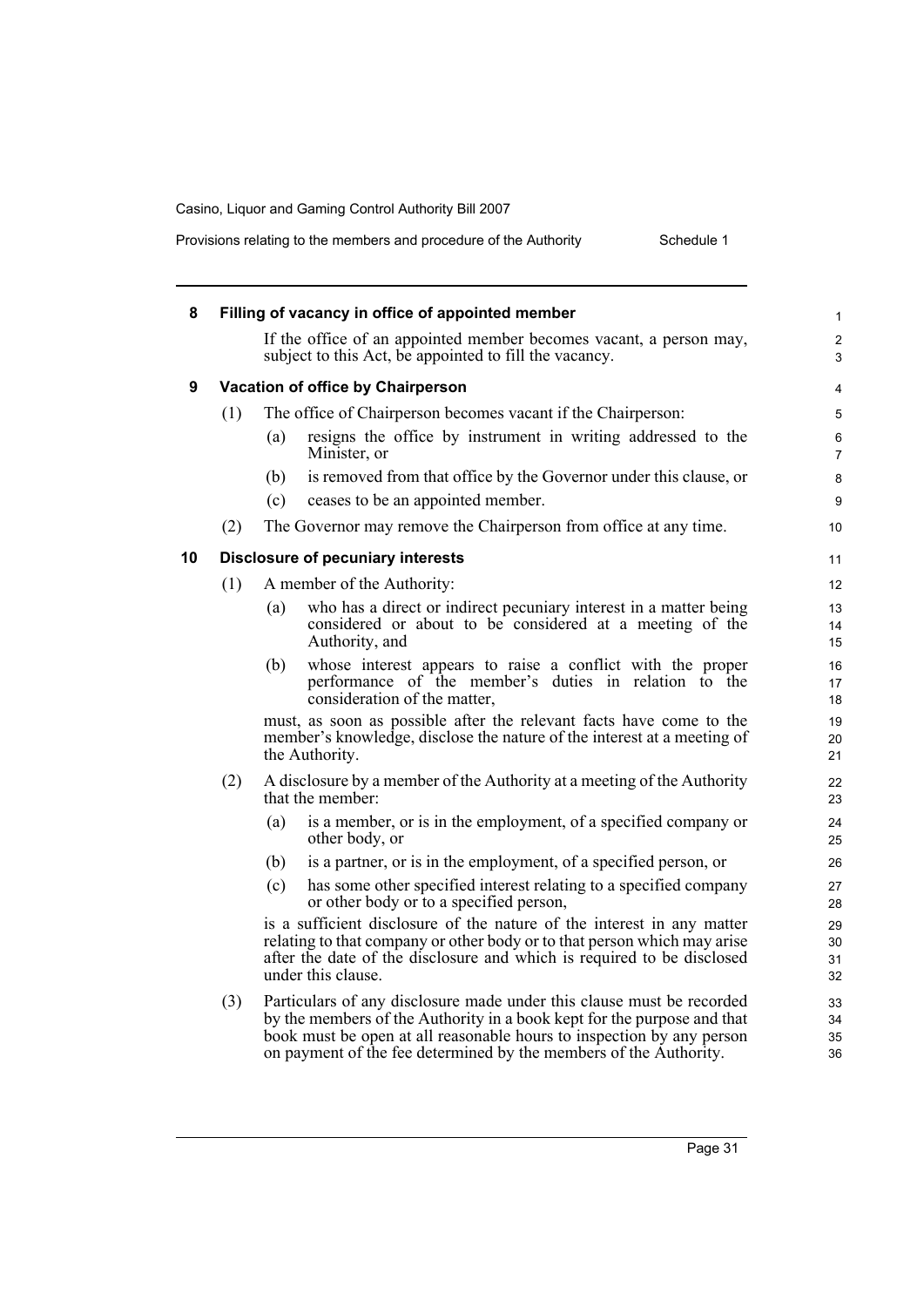## 8 Filling of vacancy in office of appointed member

If the office of an appointed member becomes vacant, a person may, subject to this Act, be appointed to fill the vacancy.

## 9 Vacation of office by Chairperson

(1) The office of Chairperson becomes vacant if the Chairperson:

(a) resigns the office by instrument in writing addressed to the Minister, or

(b) is removed from that office by the Governor under this clause, or

(c) ceases to be an appointed member.

(2) The Governor may remove the Chairperson from office at any time.

## 10 Disclosure of pecuniary interests

(1) A member of the Authority:

(a) who has a direct or indirect pecuniary interest in a matter being considered or about to be considered at a meeting of the Authority, and

(b) whose interest appears to raise a conflict with the proper performance of the member's duties in relation to the consideration of the matter,

must, as soon as possible after the relevant facts have come to the member's knowledge, disclose the nature of the interest at a meeting of the Authority.

(2) A disclosure by a member of the Authority at a meeting of the Authority that the member:

(a) is a member, or is in the employment, of a specified company or other body, or

(b) is a partner, or is in the employment, of a specified person, or

(c) has some other specified interest relating to a specified company or other body or to a specified person,

is a sufficient disclosure of the nature of the interest in any matter relating to that company or other body or to that person which may arise after the date of the disclosure and which is required to be disclosed under this clause.

(3) Particulars of any disclosure made under this clause must be recorded by the members of the Authority in a book kept for the purpose and that book must be open at all reasonable hours to inspection by any person on payment of the fee determined by the members of the Authority.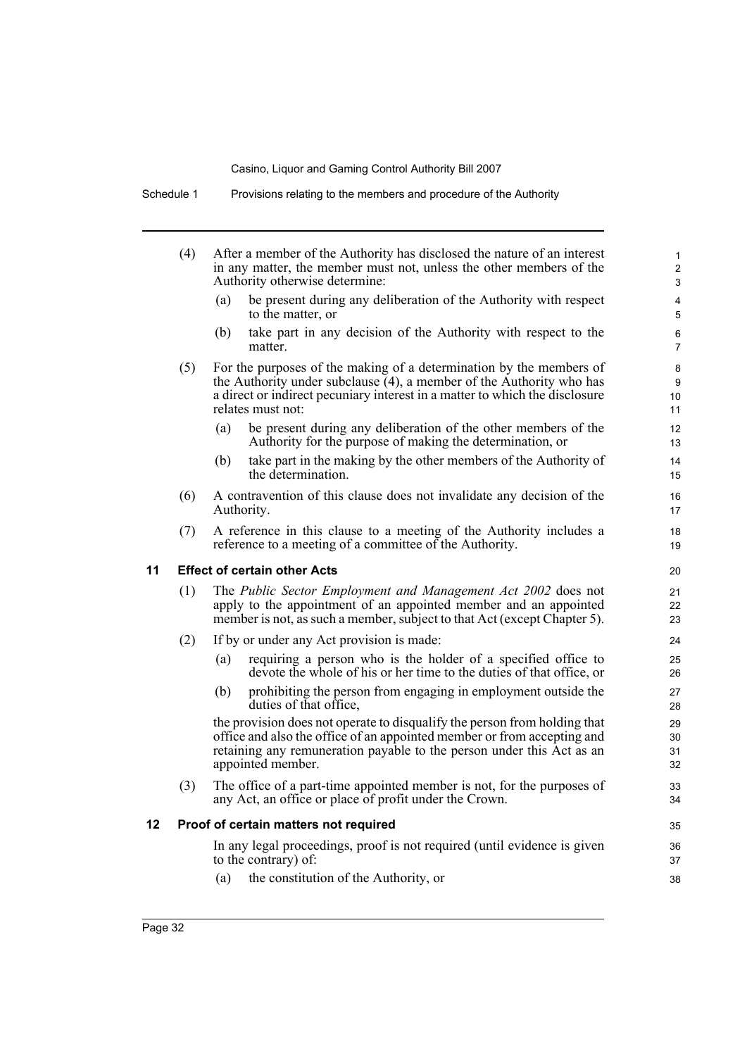(4) After a member of the Authority has disclosed the nature of an interest in any matter, the member must not, unless the other members of the Authority otherwise determine:

(a) be present during any deliberation of the Authority with respect to the matter, or

(b) take part in any decision of the Authority with respect to the matter.

(5) For the purposes of the making of a determination by the members of the Authority under subclause (4), a member of the Authority who has a direct or indirect pecuniary interest in a matter to which the disclosure relates must not:

(a) be present during any deliberation of the other members of the Authority for the purpose of making the determination, or

(b) take part in the making by the other members of the Authority of the determination.

(6) A contravention of this clause does not invalidate any decision of the Authority.

(7) A reference in this clause to a meeting of the Authority includes a reference to a meeting of a committee of the Authority.

## 11 Effect of certain other Acts

(1) The *Public Sector Employment and Management Act 2002* does not apply to the appointment of an appointed member and an appointed member is not, as such a member, subject to that Act (except Chapter 5).

(2) If by or under any Act provision is made:

(a) requiring a person who is the holder of a specified office to devote the whole of his or her time to the duties of that office, or

(b) prohibiting the person from engaging in employment outside the duties of that office,

the provision does not operate to disqualify the person from holding that office and also the office of an appointed member or from accepting and retaining any remuneration payable to the person under this Act as an appointed member.

(3) The office of a part-time appointed member is not, for the purposes of any Act, an office or place of profit under the Crown.

## 12 Proof of certain matters not required

In any legal proceedings, proof is not required (until evidence is given to the contrary) of:

(a) the constitution of the Authority, or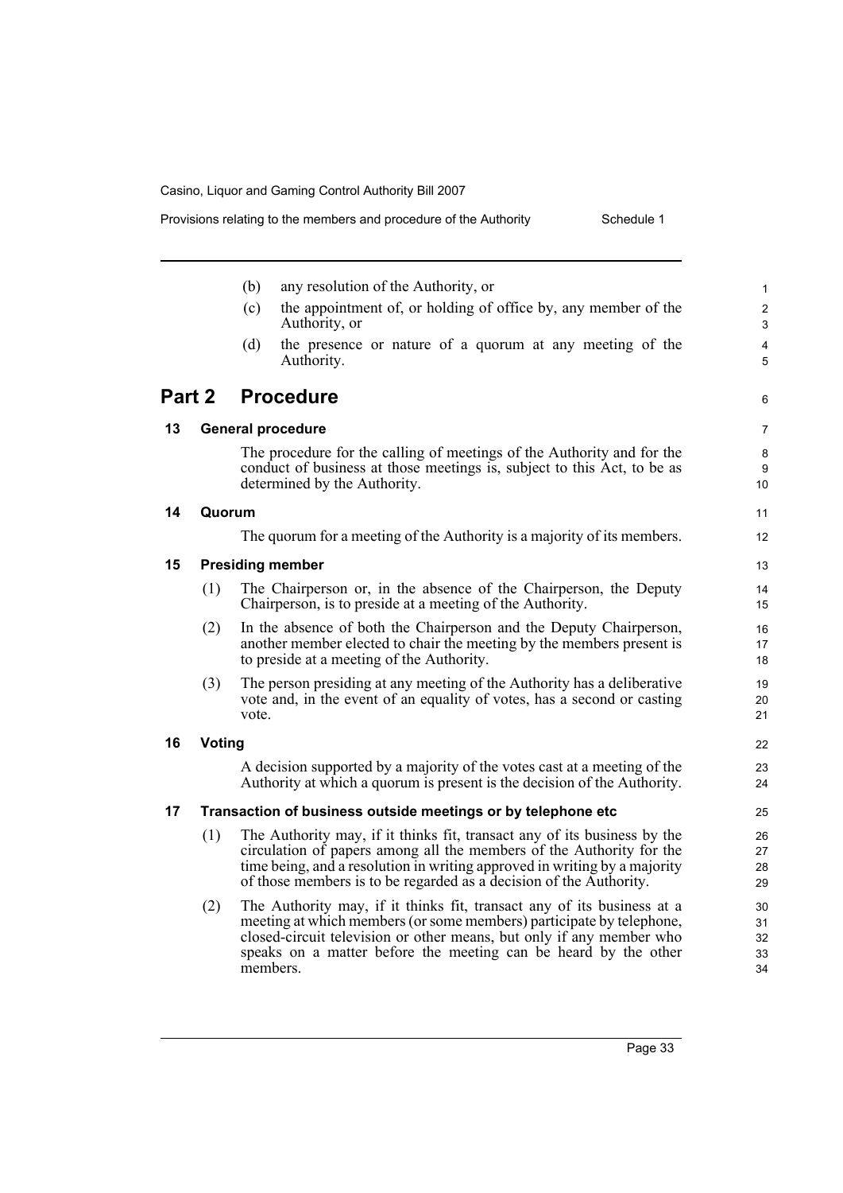(b) any resolution of the Authority, or

(c) the appointment of, or holding of office by, any member of the Authority, or

(d) the presence or nature of a quorum at any meeting of the Authority.

## Part 2 Procedure

### 13 General procedure

The procedure for the calling of meetings of the Authority and for the conduct of business at those meetings is, subject to this Act, to be as determined by the Authority.

### 14 Quorum

The quorum for a meeting of the Authority is a majority of its members.

### 15 Presiding member

(1) The Chairperson or, in the absence of the Chairperson, the Deputy Chairperson, is to preside at a meeting of the Authority.

(2) In the absence of both the Chairperson and the Deputy Chairperson, another member elected to chair the meeting by the members present is to preside at a meeting of the Authority.

(3) The person presiding at any meeting of the Authority has a deliberative vote and, in the event of an equality of votes, has a second or casting vote.

### 16 Voting

A decision supported by a majority of the votes cast at a meeting of the Authority at which a quorum is present is the decision of the Authority.

### 17 Transaction of business outside meetings or by telephone etc

(1) The Authority may, if it thinks fit, transact any of its business by the circulation of papers among all the members of the Authority for the time being, and a resolution in writing approved in writing by a majority of those members is to be regarded as a decision of the Authority.

(2) The Authority may, if it thinks fit, transact any of its business at a meeting at which members (or some members) participate by telephone, closed-circuit television or other means, but only if any member who speaks on a matter before the meeting can be heard by the other members.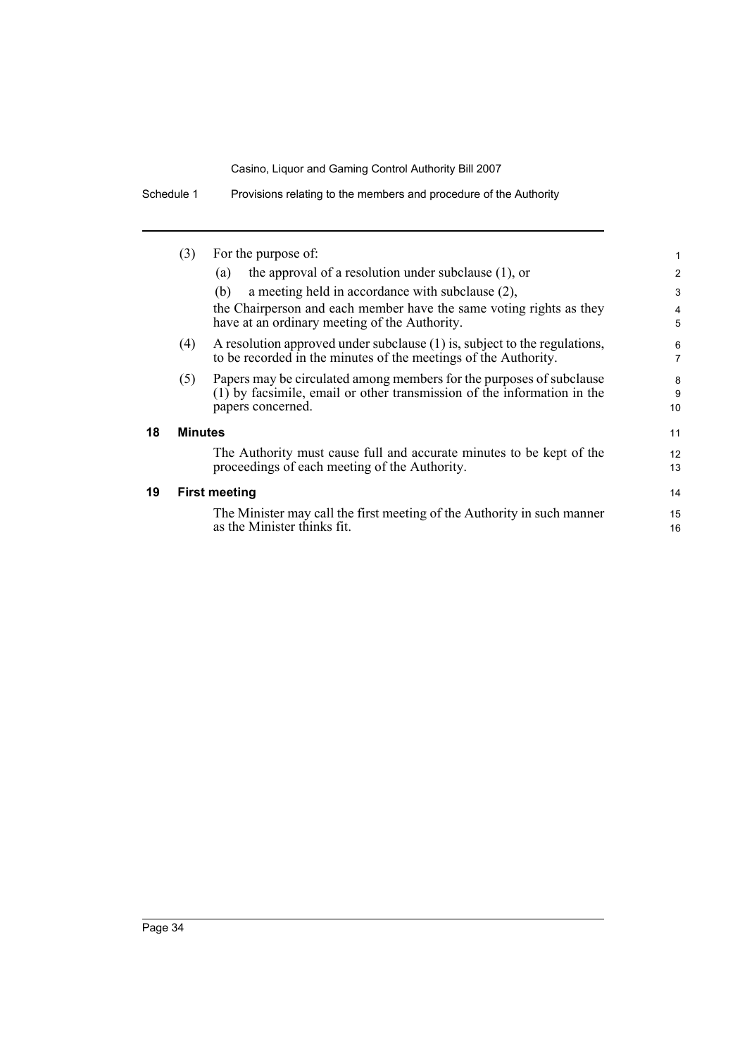(3) For the purpose of:

   (a) the approval of a resolution under subclause (1), or

   (b) a meeting held in accordance with subclause (2),

   the Chairperson and each member have the same voting rights as they have at an ordinary meeting of the Authority.

(4) A resolution approved under subclause (1) is, subject to the regulations, to be recorded in the minutes of the meetings of the Authority.

(5) Papers may be circulated among members for the purposes of subclause (1) by facsimile, email or other transmission of the information in the papers concerned.

## 18 Minutes

The Authority must cause full and accurate minutes to be kept of the proceedings of each meeting of the Authority.

## 19 First meeting

The Minister may call the first meeting of the Authority in such manner as the Minister thinks fit.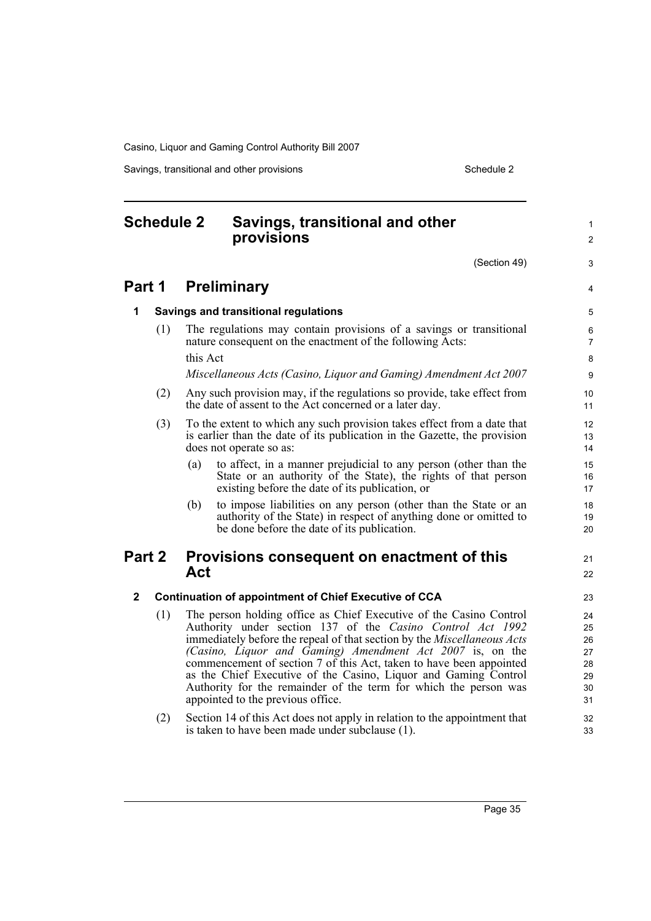# Schedule 2 Savings, transitional and other provisions

(Section 49)

## Part 1 Preliminary

### 1 Savings and transitional regulations

(1) The regulations may contain provisions of a savings or transitional nature consequent on the enactment of the following Acts:

this Act

*Miscellaneous Acts (Casino, Liquor and Gaming) Amendment Act 2007*

(2) Any such provision may, if the regulations so provide, take effect from the date of assent to the Act concerned or a later day.

(3) To the extent to which any such provision takes effect from a date that is earlier than the date of its publication in the Gazette, the provision does not operate so as:

(a) to affect, in a manner prejudicial to any person (other than the State or an authority of the State), the rights of that person existing before the date of its publication, or

(b) to impose liabilities on any person (other than the State or an authority of the State) in respect of anything done or omitted to be done before the date of its publication.

## Part 2 Provisions consequent on enactment of this Act

### 2 Continuation of appointment of Chief Executive of CCA

(1) The person holding office as Chief Executive of the Casino Control Authority under section 137 of the *Casino Control Act 1992* immediately before the repeal of that section by the *Miscellaneous Acts (Casino, Liquor and Gaming) Amendment Act 2007* is, on the commencement of section 7 of this Act, taken to have been appointed as the Chief Executive of the Casino, Liquor and Gaming Control Authority for the remainder of the term for which the person was appointed to the previous office.

(2) Section 14 of this Act does not apply in relation to the appointment that is taken to have been made under subclause (1).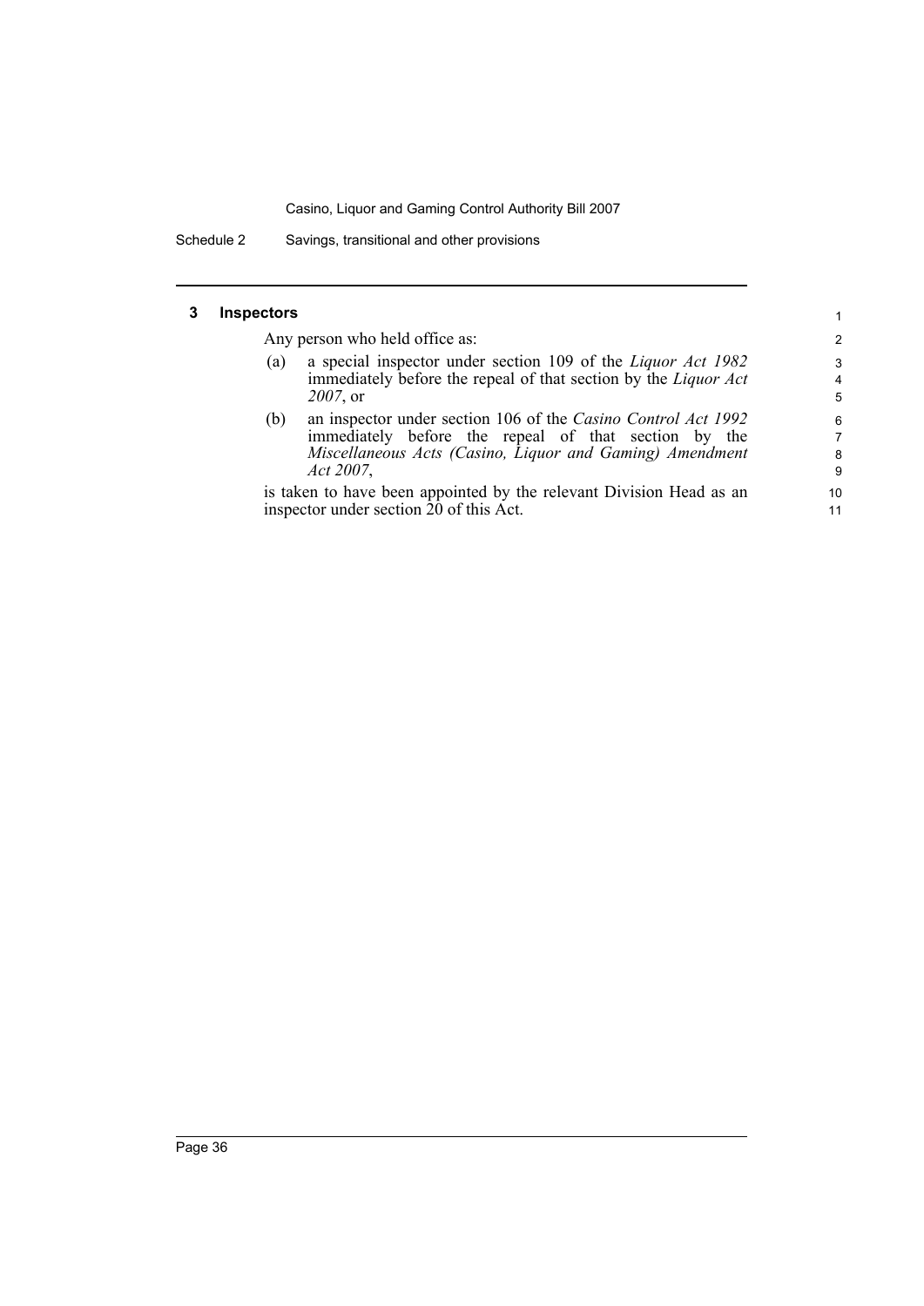### 3 Inspectors

Any person who held office as:

(a) a special inspector under section 109 of the *Liquor Act 1982* immediately before the repeal of that section by the *Liquor Act 2007*, or

(b) an inspector under section 106 of the *Casino Control Act 1992* immediately before the repeal of that section by the *Miscellaneous Acts (Casino, Liquor and Gaming) Amendment Act 2007*,

is taken to have been appointed by the relevant Division Head as an inspector under section 20 of this Act.